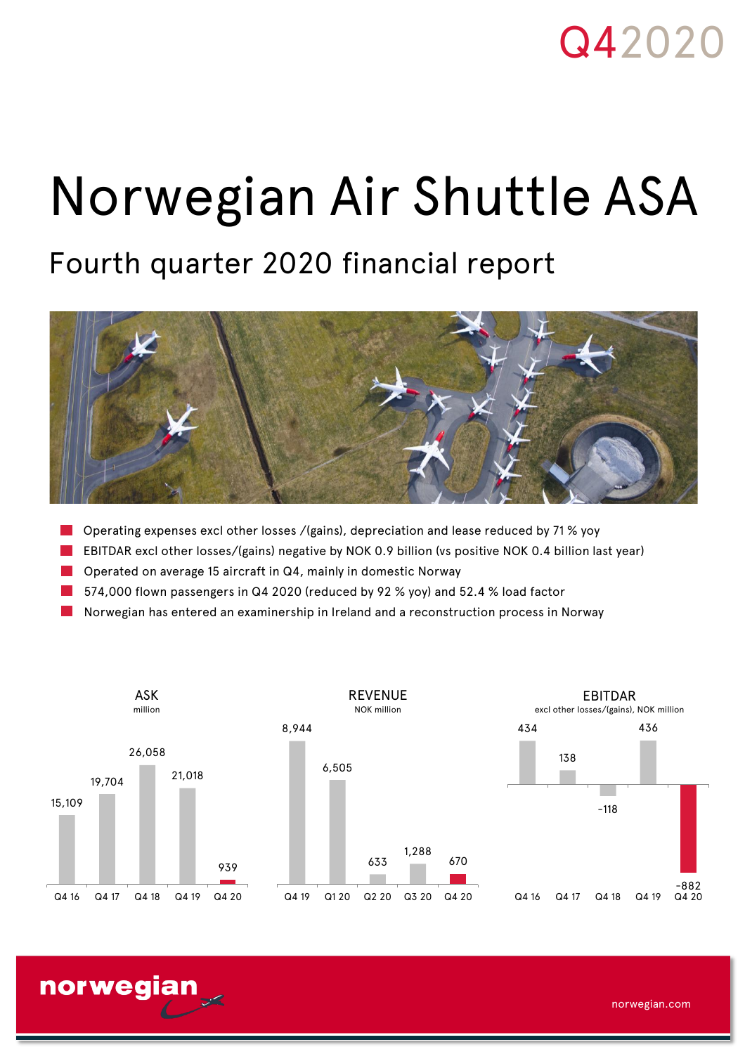Q4 2020

# Norwegian Air Shuttle ASA

## Fourth quarter 2020 financial report

- Operating expenses excl other losses /(gains), depreciation and lease reduced by 71 % yoy
- EBITDAR excl other losses/(gains) negative by NOK 0.9 billion (vs positive NOK 0.4 billion last year)
- Operated on average 15 aircraft in Q4, mainly in domestic Norway
- 574,000 flown passengers in Q4 2020 (reduced by 92 % yoy) and 52.4 % load factor
- Norwegian has entered an examinership in Ireland and a reconstruction process in Norway

**ASK** (million)

| Q4 16 | Q4 17 | Q4 18 | Q4 19 | Q4 20 |
|---|---|---|---|---|
| 15,109 | 19,704 | 26,058 | 21,018 | 939 |

**REVENUE** (NOK million)

| Q4 19 | Q1 20 | Q2 20 | Q3 20 | Q4 20 |
|---|---|---|---|---|
| 8,944 | 6,505 | 633 | 1,288 | 670 |

**EBITDAR** (excl other losses/(gains), NOK million)

| Q4 16 | Q4 17 | Q4 18 | Q4 19 | Q4 20 |
|---|---|---|---|---|
| 434 | 138 | -118 | 436 | -882 |

norwegian.com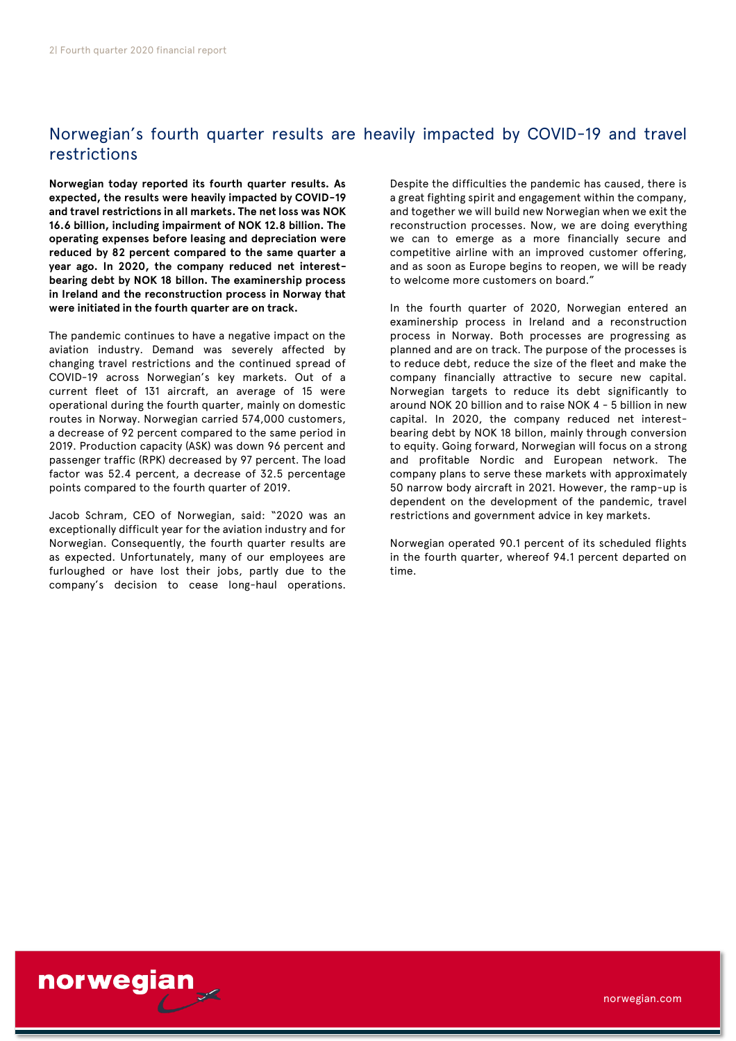# Norwegian's fourth quarter results are heavily impacted by COVID-19 and travel restrictions

**Norwegian today reported its fourth quarter results. As expected, the results were heavily impacted by COVID-19 and travel restrictions in all markets. The net loss was NOK 16.6 billion, including impairment of NOK 12.8 billion. The operating expenses before leasing and depreciation were reduced by 82 percent compared to the same quarter a year ago. In 2020, the company reduced net interest-bearing debt by NOK 18 billon. The examinership process in Ireland and the reconstruction process in Norway that were initiated in the fourth quarter are on track.**

The pandemic continues to have a negative impact on the aviation industry. Demand was severely affected by changing travel restrictions and the continued spread of COVID-19 across Norwegian's key markets. Out of a current fleet of 131 aircraft, an average of 15 were operational during the fourth quarter, mainly on domestic routes in Norway. Norwegian carried 574,000 customers, a decrease of 92 percent compared to the same period in 2019. Production capacity (ASK) was down 96 percent and passenger traffic (RPK) decreased by 97 percent. The load factor was 52.4 percent, a decrease of 32.5 percentage points compared to the fourth quarter of 2019.

Jacob Schram, CEO of Norwegian, said: "2020 was an exceptionally difficult year for the aviation industry and for Norwegian. Consequently, the fourth quarter results are as expected. Unfortunately, many of our employees are furloughed or have lost their jobs, partly due to the company's decision to cease long-haul operations. Despite the difficulties the pandemic has caused, there is a great fighting spirit and engagement within the company, and together we will build new Norwegian when we exit the reconstruction processes. Now, we are doing everything we can to emerge as a more financially secure and competitive airline with an improved customer offering, and as soon as Europe begins to reopen, we will be ready to welcome more customers on board."

In the fourth quarter of 2020, Norwegian entered an examinership process in Ireland and a reconstruction process in Norway. Both processes are progressing as planned and are on track. The purpose of the processes is to reduce debt, reduce the size of the fleet and make the company financially attractive to secure new capital. Norwegian targets to reduce its debt significantly to around NOK 20 billion and to raise NOK 4 - 5 billion in new capital. In 2020, the company reduced net interest-bearing debt by NOK 18 billon, mainly through conversion to equity. Going forward, Norwegian will focus on a strong and profitable Nordic and European network. The company plans to serve these markets with approximately 50 narrow body aircraft in 2021. However, the ramp-up is dependent on the development of the pandemic, travel restrictions and government advice in key markets.

Norwegian operated 90.1 percent of its scheduled flights in the fourth quarter, whereof 94.1 percent departed on time.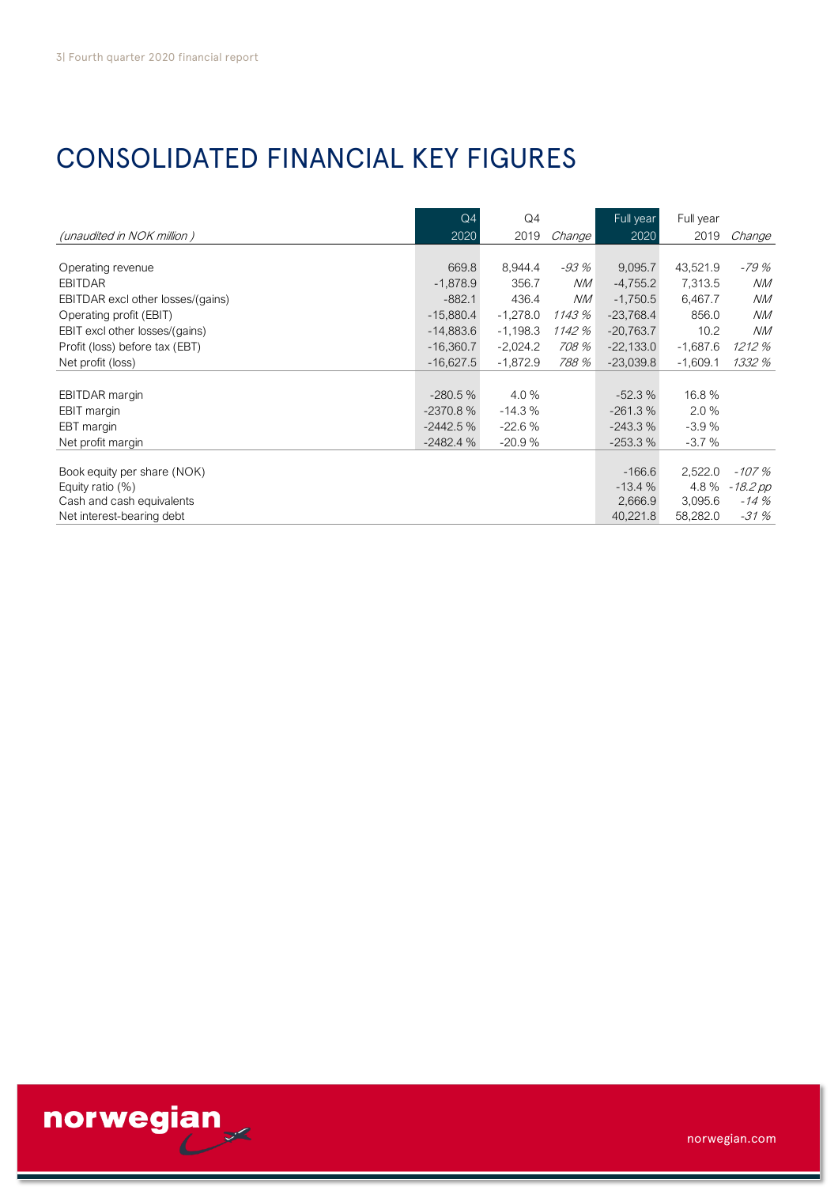# CONSOLIDATED FINANCIAL KEY FIGURES

| *(unaudited in NOK million )* | Q4 2020 | Q4 2019 | *Change* | Full year 2020 | Full year 2019 | *Change* |
|---|---|---|---|---|---|---|
| Operating revenue | 669.8 | 8,944.4 | *-93 %* | 9,095.7 | 43,521.9 | *-79 %* |
| EBITDAR | -1,878.9 | 356.7 | *NM* | -4,755.2 | 7,313.5 | *NM* |
| EBITDAR excl other losses/(gains) | -882.1 | 436.4 | *NM* | -1,750.5 | 6,467.7 | *NM* |
| Operating profit (EBIT) | -15,880.4 | -1,278.0 | *1143 %* | -23,768.4 | 856.0 | *NM* |
| EBIT excl other losses/(gains) | -14,883.6 | -1,198.3 | *1142 %* | -20,763.7 | 10.2 | *NM* |
| Profit (loss) before tax (EBT) | -16,360.7 | -2,024.2 | *708 %* | -22,133.0 | -1,687.6 | *1212 %* |
| Net profit (loss) | -16,627.5 | -1,872.9 | *788 %* | -23,039.8 | -1,609.1 | *1332 %* |
| | | | | | | |
| EBITDAR margin | -280.5 % | 4.0 % | | -52.3 % | 16.8 % | |
| EBIT margin | -2370.8 % | -14.3 % | | -261.3 % | 2.0 % | |
| EBT margin | -2442.5 % | -22.6 % | | -243.3 % | -3.9 % | |
| Net profit margin | -2482.4 % | -20.9 % | | -253.3 % | -3.7 % | |
| | | | | | | |
| Book equity per share (NOK) | | | | -166.6 | 2,522.0 | *-107 %* |
| Equity ratio (%) | | | | -13.4 % | 4.8 % | *-18.2 pp* |
| Cash and cash equivalents | | | | 2,666.9 | 3,095.6 | *-14 %* |
| Net interest-bearing debt | | | | 40,221.8 | 58,282.0 | *-31 %* |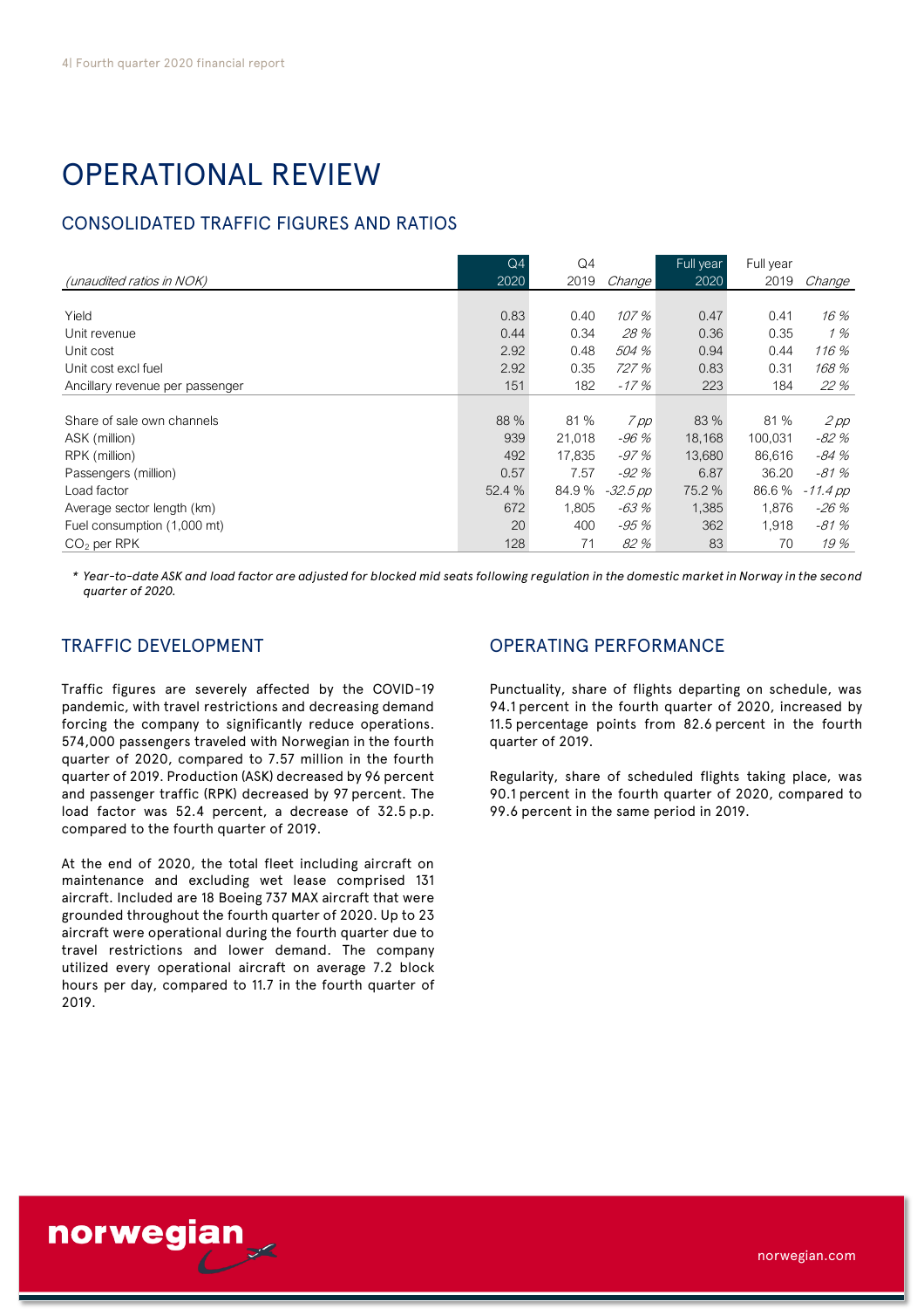# OPERATIONAL REVIEW

## CONSOLIDATED TRAFFIC FIGURES AND RATIOS

| *(unaudited ratios in NOK)* | Q4 2020 | Q4 2019 | *Change* | Full year 2020 | Full year 2019 | *Change* |
|---|---|---|---|---|---|---|
| Yield | 0.83 | 0.40 | *107 %* | 0.47 | 0.41 | *16 %* |
| Unit revenue | 0.44 | 0.34 | *28 %* | 0.36 | 0.35 | *1 %* |
| Unit cost | 2.92 | 0.48 | *504 %* | 0.94 | 0.44 | *116 %* |
| Unit cost excl fuel | 2.92 | 0.35 | *727 %* | 0.83 | 0.31 | *168 %* |
| Ancillary revenue per passenger | 151 | 182 | *-17 %* | 223 | 184 | *22 %* |
| Share of sale own channels | 88 % | 81 % | *7 pp* | 83 % | 81 % | *2 pp* |
| ASK (million) | 939 | 21,018 | *-96 %* | 18,168 | 100,031 | *-82 %* |
| RPK (million) | 492 | 17,835 | *-97 %* | 13,680 | 86,616 | *-84 %* |
| Passengers (million) | 0.57 | 7.57 | *-92 %* | 6.87 | 36.20 | *-81 %* |
| Load factor | 52.4 % | 84.9 % | *-32.5 pp* | 75.2 % | 86.6 % | *-11.4 pp* |
| Average sector length (km) | 672 | 1,805 | *-63 %* | 1,385 | 1,876 | *-26 %* |
| Fuel consumption (1,000 mt) | 20 | 400 | *-95 %* | 362 | 1,918 | *-81 %* |
| $CO_2$ per RPK | 128 | 71 | *82 %* | 83 | 70 | *19 %* |

*\* Year-to-date ASK and load factor are adjusted for blocked mid seats following regulation in the domestic market in Norway in the second quarter of 2020.*

## TRAFFIC DEVELOPMENT

Traffic figures are severely affected by the COVID-19 pandemic, with travel restrictions and decreasing demand forcing the company to significantly reduce operations. 574,000 passengers traveled with Norwegian in the fourth quarter of 2020, compared to 7.57 million in the fourth quarter of 2019. Production (ASK) decreased by 96 percent and passenger traffic (RPK) decreased by 97 percent. The load factor was 52.4 percent, a decrease of 32.5 p.p. compared to the fourth quarter of 2019.

At the end of 2020, the total fleet including aircraft on maintenance and excluding wet lease comprised 131 aircraft. Included are 18 Boeing 737 MAX aircraft that were grounded throughout the fourth quarter of 2020. Up to 23 aircraft were operational during the fourth quarter due to travel restrictions and lower demand. The company utilized every operational aircraft on average 7.2 block hours per day, compared to 11.7 in the fourth quarter of 2019.

## OPERATING PERFORMANCE

Punctuality, share of flights departing on schedule, was 94.1 percent in the fourth quarter of 2020, increased by 11.5 percentage points from 82.6 percent in the fourth quarter of 2019.

Regularity, share of scheduled flights taking place, was 90.1 percent in the fourth quarter of 2020, compared to 99.6 percent in the same period in 2019.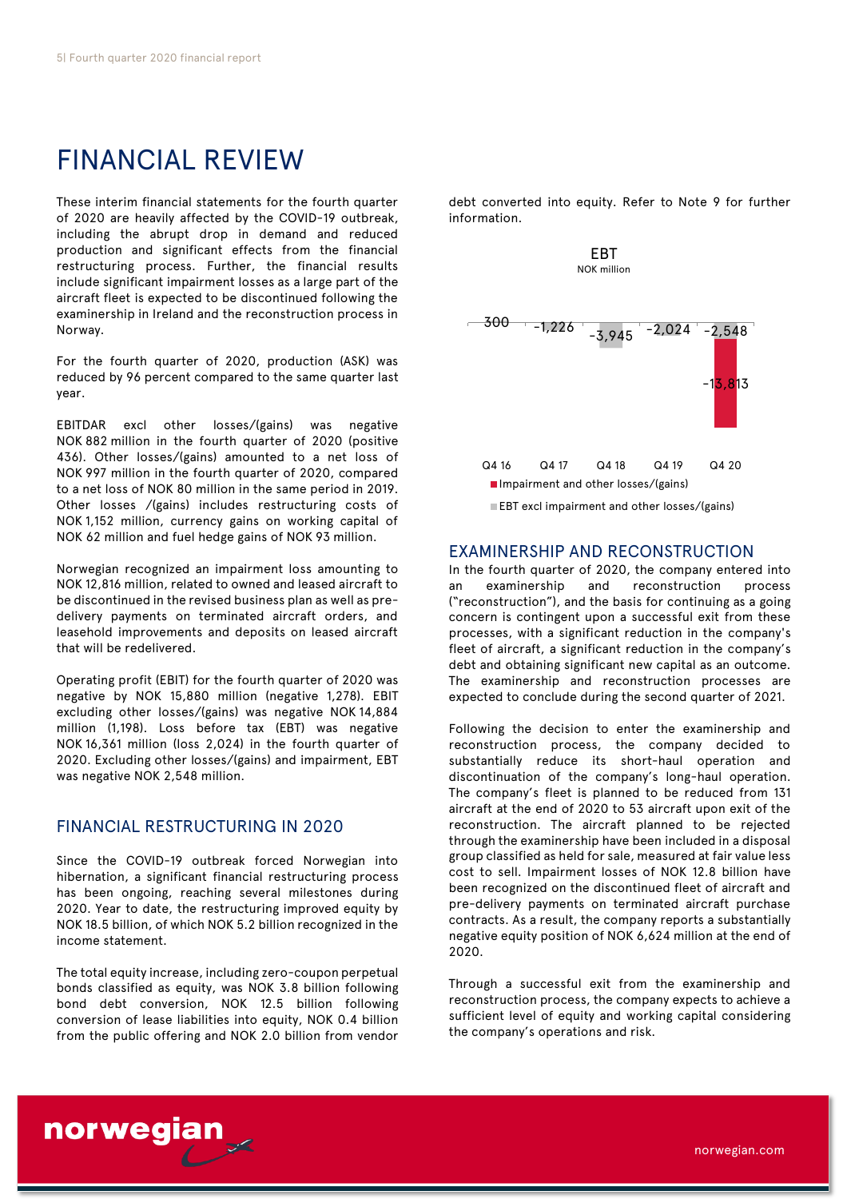# FINANCIAL REVIEW

These interim financial statements for the fourth quarter of 2020 are heavily affected by the COVID-19 outbreak, including the abrupt drop in demand and reduced production and significant effects from the financial restructuring process. Further, the financial results include significant impairment losses as a large part of the aircraft fleet is expected to be discontinued following the examinership in Ireland and the reconstruction process in Norway.

For the fourth quarter of 2020, production (ASK) was reduced by 96 percent compared to the same quarter last year.

EBITDAR excl other losses/(gains) was negative NOK 882 million in the fourth quarter of 2020 (positive 436). Other losses/(gains) amounted to a net loss of NOK 997 million in the fourth quarter of 2020, compared to a net loss of NOK 80 million in the same period in 2019. Other losses /(gains) includes restructuring costs of NOK 1,152 million, currency gains on working capital of NOK 62 million and fuel hedge gains of NOK 93 million.

Norwegian recognized an impairment loss amounting to NOK 12,816 million, related to owned and leased aircraft to be discontinued in the revised business plan as well as pre-delivery payments on terminated aircraft orders, and leasehold improvements and deposits on leased aircraft that will be redelivered.

Operating profit (EBIT) for the fourth quarter of 2020 was negative by NOK 15,880 million (negative 1,278). EBIT excluding other losses/(gains) was negative NOK 14,884 million (1,198). Loss before tax (EBT) was negative NOK 16,361 million (loss 2,024) in the fourth quarter of 2020. Excluding other losses/(gains) and impairment, EBT was negative NOK 2,548 million.

## FINANCIAL RESTRUCTURING IN 2020

Since the COVID-19 outbreak forced Norwegian into hibernation, a significant financial restructuring process has been ongoing, reaching several milestones during 2020. Year to date, the restructuring improved equity by NOK 18.5 billion, of which NOK 5.2 billion recognized in the income statement.

The total equity increase, including zero-coupon perpetual bonds classified as equity, was NOK 3.8 billion following bond debt conversion, NOK 12.5 billion following conversion of lease liabilities into equity, NOK 0.4 billion from the public offering and NOK 2.0 billion from vendor debt converted into equity. Refer to Note 9 for further information.

**EBT**
NOK million

| | Q4 16 | Q4 17 | Q4 18 | Q4 19 | Q4 20 |
|---|---|---|---|---|---|
| EBT excl impairment and other losses/(gains) | 300 | -1,226 | -3,945 | -2,024 | -2,548 |
| Impairment and other losses/(gains) | | | | | -13,813 |

## EXAMINERSHIP AND RECONSTRUCTION

In the fourth quarter of 2020, the company entered into an examinership and reconstruction process ("reconstruction"), and the basis for continuing as a going concern is contingent upon a successful exit from these processes, with a significant reduction in the company's fleet of aircraft, a significant reduction in the company's debt and obtaining significant new capital as an outcome. The examinership and reconstruction processes are expected to conclude during the second quarter of 2021.

Following the decision to enter the examinership and reconstruction process, the company decided to substantially reduce its short-haul operation and discontinuation of the company's long-haul operation. The company's fleet is planned to be reduced from 131 aircraft at the end of 2020 to 53 aircraft upon exit of the reconstruction. The aircraft planned to be rejected through the examinership have been included in a disposal group classified as held for sale, measured at fair value less cost to sell. Impairment losses of NOK 12.8 billion have been recognized on the discontinued fleet of aircraft and pre-delivery payments on terminated aircraft purchase contracts. As a result, the company reports a substantially negative equity position of NOK 6,624 million at the end of 2020.

Through a successful exit from the examinership and reconstruction process, the company expects to achieve a sufficient level of equity and working capital considering the company's operations and risk.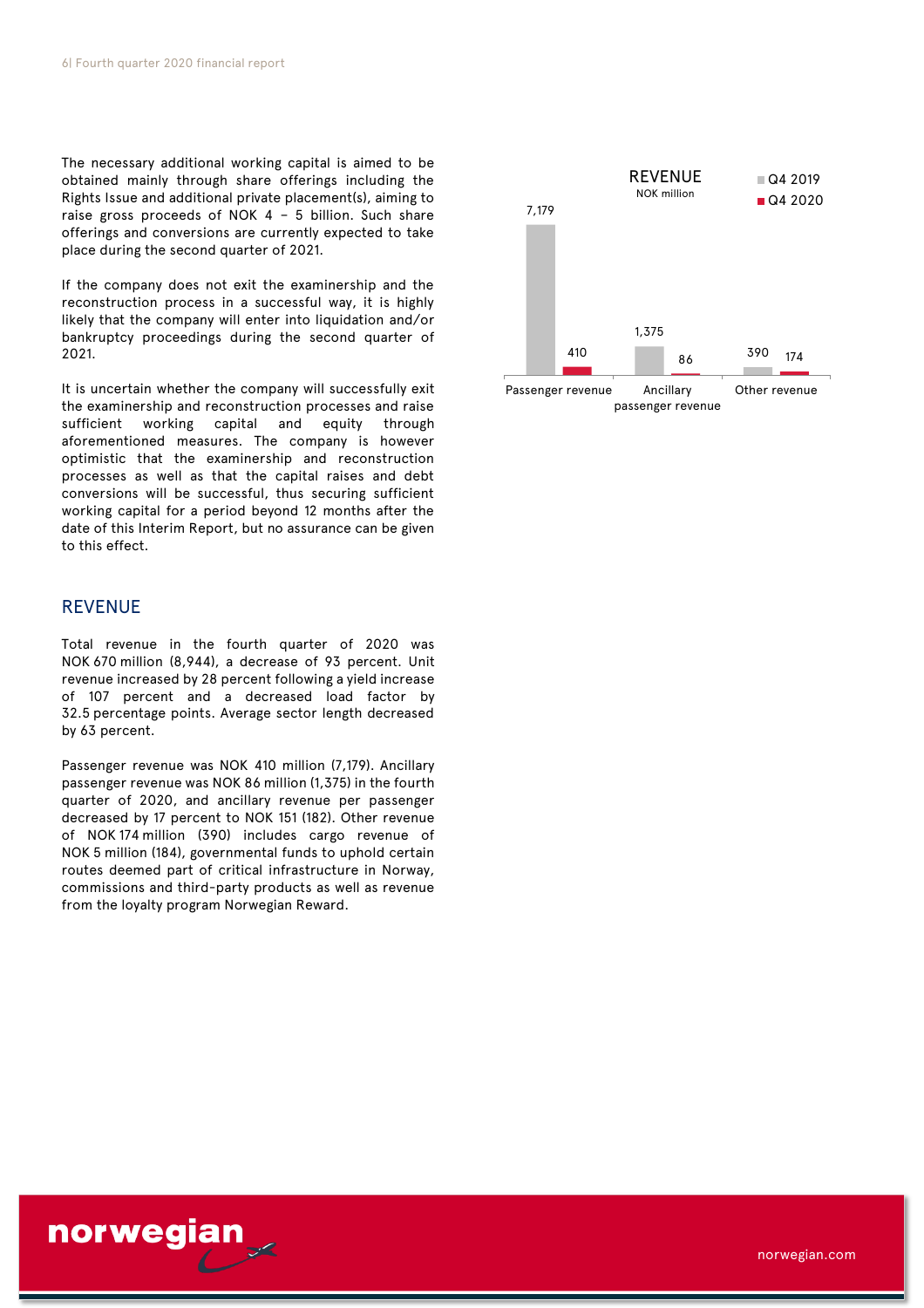The necessary additional working capital is aimed to be obtained mainly through share offerings including the Rights Issue and additional private placement(s), aiming to raise gross proceeds of NOK 4 – 5 billion. Such share offerings and conversions are currently expected to take place during the second quarter of 2021.

If the company does not exit the examinership and the reconstruction process in a successful way, it is highly likely that the company will enter into liquidation and/or bankruptcy proceedings during the second quarter of 2021.

It is uncertain whether the company will successfully exit the examinership and reconstruction processes and raise sufficient working capital and equity through aforementioned measures. The company is however optimistic that the examinership and reconstruction processes as well as that the capital raises and debt conversions will be successful, thus securing sufficient working capital for a period beyond 12 months after the date of this Interim Report, but no assurance can be given to this effect.

## REVENUE

Total revenue in the fourth quarter of 2020 was NOK 670 million (8,944), a decrease of 93 percent. Unit revenue increased by 28 percent following a yield increase of 107 percent and a decreased load factor by 32.5 percentage points. Average sector length decreased by 63 percent.

Passenger revenue was NOK 410 million (7,179). Ancillary passenger revenue was NOK 86 million (1,375) in the fourth quarter of 2020, and ancillary revenue per passenger decreased by 17 percent to NOK 151 (182). Other revenue of NOK 174 million (390) includes cargo revenue of NOK 5 million (184), governmental funds to uphold certain routes deemed part of critical infrastructure in Norway, commissions and third-party products as well as revenue from the loyalty program Norwegian Reward.

**REVENUE**
NOK million

| | Q4 2019 | Q4 2020 |
|---|---|---|
| Passenger revenue | 7,179 | 410 |
| Ancillary passenger revenue | 1,375 | 86 |
| Other revenue | 390 | 174 |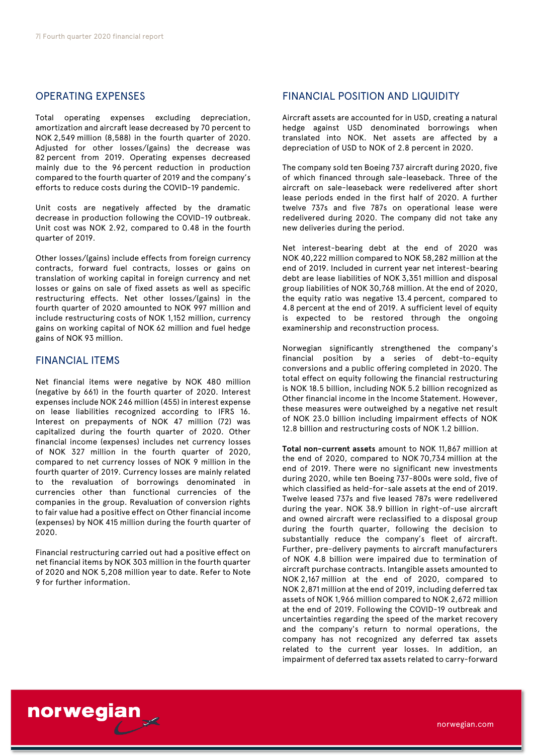## OPERATING EXPENSES

Total operating expenses excluding depreciation, amortization and aircraft lease decreased by 70 percent to NOK 2,549 million (8,588) in the fourth quarter of 2020. Adjusted for other losses/(gains) the decrease was 82 percent from 2019. Operating expenses decreased mainly due to the 96 percent reduction in production compared to the fourth quarter of 2019 and the company's efforts to reduce costs during the COVID-19 pandemic.

Unit costs are negatively affected by the dramatic decrease in production following the COVID-19 outbreak. Unit cost was NOK 2.92, compared to 0.48 in the fourth quarter of 2019.

Other losses/(gains) include effects from foreign currency contracts, forward fuel contracts, losses or gains on translation of working capital in foreign currency and net losses or gains on sale of fixed assets as well as specific restructuring effects. Net other losses/(gains) in the fourth quarter of 2020 amounted to NOK 997 million and include restructuring costs of NOK 1,152 million, currency gains on working capital of NOK 62 million and fuel hedge gains of NOK 93 million.

## FINANCIAL ITEMS

Net financial items were negative by NOK 480 million (negative by 661) in the fourth quarter of 2020. Interest expenses include NOK 246 million (455) in interest expense on lease liabilities recognized according to IFRS 16. Interest on prepayments of NOK 47 million (72) was capitalized during the fourth quarter of 2020. Other financial income (expenses) includes net currency losses of NOK 327 million in the fourth quarter of 2020, compared to net currency losses of NOK 9 million in the fourth quarter of 2019. Currency losses are mainly related to the revaluation of borrowings denominated in currencies other than functional currencies of the companies in the group. Revaluation of conversion rights to fair value had a positive effect on Other financial income (expenses) by NOK 415 million during the fourth quarter of 2020.

Financial restructuring carried out had a positive effect on net financial items by NOK 303 million in the fourth quarter of 2020 and NOK 5,208 million year to date. Refer to Note 9 for further information.

## FINANCIAL POSITION AND LIQUIDITY

Aircraft assets are accounted for in USD, creating a natural hedge against USD denominated borrowings when translated into NOK. Net assets are affected by a depreciation of USD to NOK of 2.8 percent in 2020.

The company sold ten Boeing 737 aircraft during 2020, five of which financed through sale-leaseback. Three of the aircraft on sale-leaseback were redelivered after short lease periods ended in the first half of 2020. A further twelve 737s and five 787s on operational lease were redelivered during 2020. The company did not take any new deliveries during the period.

Net interest-bearing debt at the end of 2020 was NOK 40,222 million compared to NOK 58,282 million at the end of 2019. Included in current year net interest-bearing debt are lease liabilities of NOK 3,351 million and disposal group liabilities of NOK 30,768 million. At the end of 2020, the equity ratio was negative 13.4 percent, compared to 4.8 percent at the end of 2019. A sufficient level of equity is expected to be restored through the ongoing examinership and reconstruction process.

Norwegian significantly strengthened the company's financial position by a series of debt-to-equity conversions and a public offering completed in 2020. The total effect on equity following the financial restructuring is NOK 18.5 billion, including NOK 5.2 billion recognized as Other financial income in the Income Statement. However, these measures were outweighed by a negative net result of NOK 23.0 billion including impairment effects of NOK 12.8 billion and restructuring costs of NOK 1.2 billion.

**Total non-current assets** amount to NOK 11,867 million at the end of 2020, compared to NOK 70,734 million at the end of 2019. There were no significant new investments during 2020, while ten Boeing 737-800s were sold, five of which classified as held-for-sale assets at the end of 2019. Twelve leased 737s and five leased 787s were redelivered during the year. NOK 38.9 billion in right-of-use aircraft and owned aircraft were reclassified to a disposal group during the fourth quarter, following the decision to substantially reduce the company's fleet of aircraft. Further, pre-delivery payments to aircraft manufacturers of NOK 4.8 billion were impaired due to termination of aircraft purchase contracts. Intangible assets amounted to NOK 2,167 million at the end of 2020, compared to NOK 2,871 million at the end of 2019, including deferred tax assets of NOK 1,966 million compared to NOK 2,672 million at the end of 2019. Following the COVID-19 outbreak and uncertainties regarding the speed of the market recovery and the company's return to normal operations, the company has not recognized any deferred tax assets related to the current year losses. In addition, an impairment of deferred tax assets related to carry-forward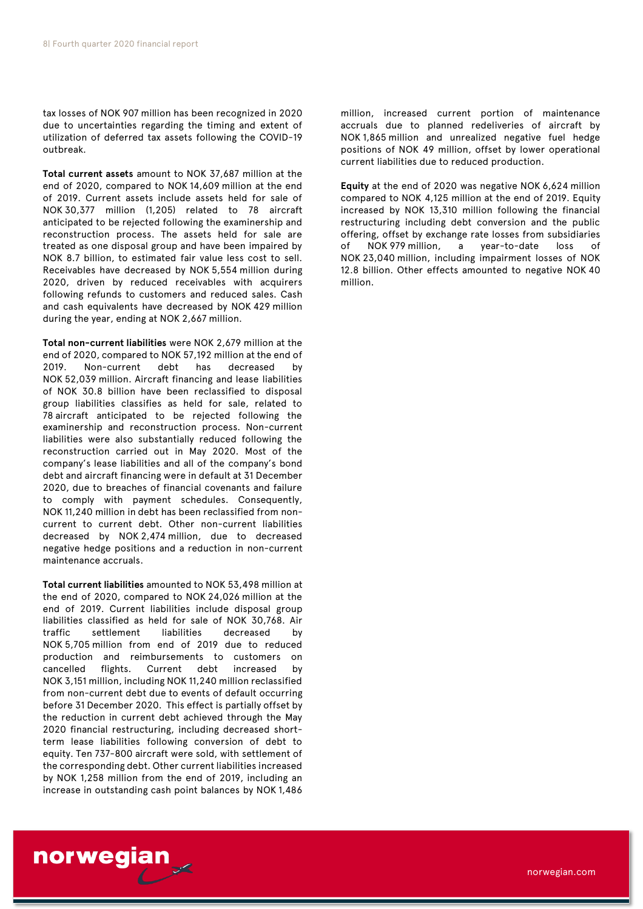tax losses of NOK 907 million has been recognized in 2020 due to uncertainties regarding the timing and extent of utilization of deferred tax assets following the COVID-19 outbreak.

**Total current assets** amount to NOK 37,687 million at the end of 2020, compared to NOK 14,609 million at the end of 2019. Current assets include assets held for sale of NOK 30,377 million (1,205) related to 78 aircraft anticipated to be rejected following the examinership and reconstruction process. The assets held for sale are treated as one disposal group and have been impaired by NOK 8.7 billion, to estimated fair value less cost to sell. Receivables have decreased by NOK 5,554 million during 2020, driven by reduced receivables with acquirers following refunds to customers and reduced sales. Cash and cash equivalents have decreased by NOK 429 million during the year, ending at NOK 2,667 million.

**Total non-current liabilities** were NOK 2,679 million at the end of 2020, compared to NOK 57,192 million at the end of 2019. Non-current debt has decreased by NOK 52,039 million. Aircraft financing and lease liabilities of NOK 30.8 billion have been reclassified to disposal group liabilities classifies as held for sale, related to 78 aircraft anticipated to be rejected following the examinership and reconstruction process. Non-current liabilities were also substantially reduced following the reconstruction carried out in May 2020. Most of the company's lease liabilities and all of the company's bond debt and aircraft financing were in default at 31 December 2020, due to breaches of financial covenants and failure to comply with payment schedules. Consequently, NOK 11,240 million in debt has been reclassified from non-current to current debt. Other non-current liabilities decreased by NOK 2,474 million, due to decreased negative hedge positions and a reduction in non-current maintenance accruals.

**Total current liabilities** amounted to NOK 53,498 million at the end of 2020, compared to NOK 24,026 million at the end of 2019. Current liabilities include disposal group liabilities classified as held for sale of NOK 30,768. Air traffic settlement liabilities decreased by NOK 5,705 million from end of 2019 due to reduced production and reimbursements to customers on cancelled flights. Current debt increased by NOK 3,151 million, including NOK 11,240 million reclassified from non-current debt due to events of default occurring before 31 December 2020. This effect is partially offset by the reduction in current debt achieved through the May 2020 financial restructuring, including decreased short-term lease liabilities following conversion of debt to equity. Ten 737-800 aircraft were sold, with settlement of the corresponding debt. Other current liabilities increased by NOK 1,258 million from the end of 2019, including an increase in outstanding cash point balances by NOK 1,486 million, increased current portion of maintenance accruals due to planned redeliveries of aircraft by NOK 1,865 million and unrealized negative fuel hedge positions of NOK 49 million, offset by lower operational current liabilities due to reduced production.

**Equity** at the end of 2020 was negative NOK 6,624 million compared to NOK 4,125 million at the end of 2019. Equity increased by NOK 13,310 million following the financial restructuring including debt conversion and the public offering, offset by exchange rate losses from subsidiaries of NOK 979 million, a year-to-date loss of NOK 23,040 million, including impairment losses of NOK 12.8 billion. Other effects amounted to negative NOK 40 million.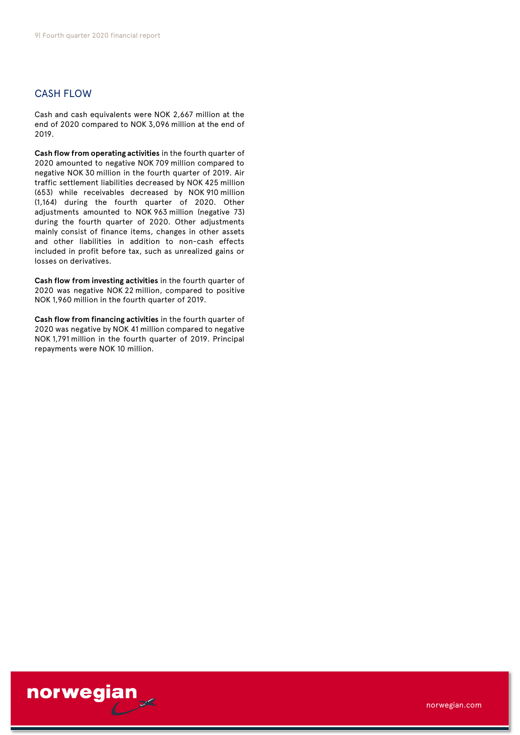## CASH FLOW

Cash and cash equivalents were NOK 2,667 million at the end of 2020 compared to NOK 3,096 million at the end of 2019.

**Cash flow from operating activities** in the fourth quarter of 2020 amounted to negative NOK 709 million compared to negative NOK 30 million in the fourth quarter of 2019. Air traffic settlement liabilities decreased by NOK 425 million (653) while receivables decreased by NOK 910 million (1,164) during the fourth quarter of 2020. Other adjustments amounted to NOK 963 million (negative 73) during the fourth quarter of 2020. Other adjustments mainly consist of finance items, changes in other assets and other liabilities in addition to non-cash effects included in profit before tax, such as unrealized gains or losses on derivatives.

**Cash flow from investing activities** in the fourth quarter of 2020 was negative NOK 22 million, compared to positive NOK 1,960 million in the fourth quarter of 2019.

**Cash flow from financing activities** in the fourth quarter of 2020 was negative by NOK 41 million compared to negative NOK 1,791 million in the fourth quarter of 2019. Principal repayments were NOK 10 million.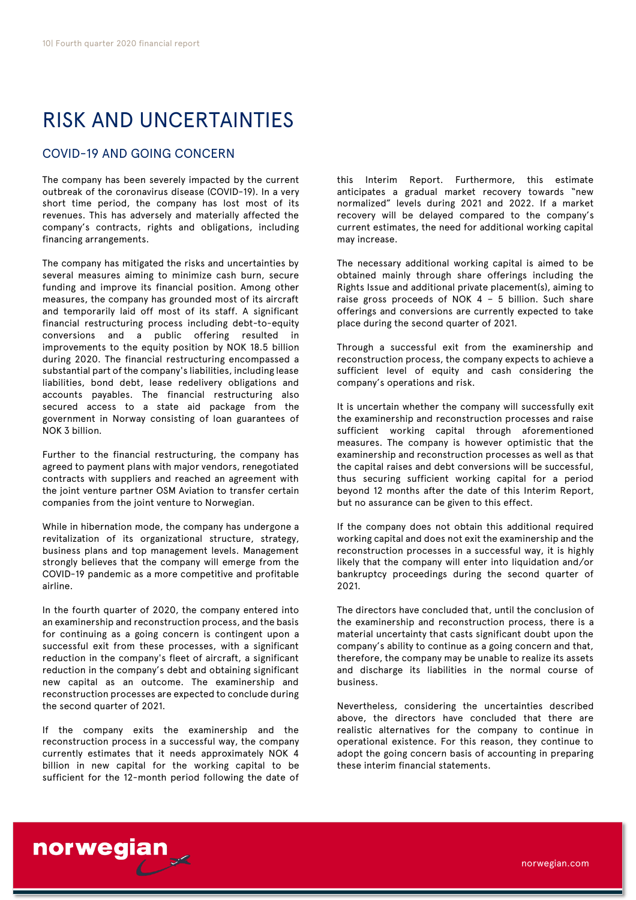# RISK AND UNCERTAINTIES

## COVID-19 AND GOING CONCERN

The company has been severely impacted by the current outbreak of the coronavirus disease (COVID-19). In a very short time period, the company has lost most of its revenues. This has adversely and materially affected the company's contracts, rights and obligations, including financing arrangements.

The company has mitigated the risks and uncertainties by several measures aiming to minimize cash burn, secure funding and improve its financial position. Among other measures, the company has grounded most of its aircraft and temporarily laid off most of its staff. A significant financial restructuring process including debt-to-equity conversions and a public offering resulted in improvements to the equity position by NOK 18.5 billion during 2020. The financial restructuring encompassed a substantial part of the company's liabilities, including lease liabilities, bond debt, lease redelivery obligations and accounts payables. The financial restructuring also secured access to a state aid package from the government in Norway consisting of loan guarantees of NOK 3 billion.

Further to the financial restructuring, the company has agreed to payment plans with major vendors, renegotiated contracts with suppliers and reached an agreement with the joint venture partner OSM Aviation to transfer certain companies from the joint venture to Norwegian.

While in hibernation mode, the company has undergone a revitalization of its organizational structure, strategy, business plans and top management levels. Management strongly believes that the company will emerge from the COVID-19 pandemic as a more competitive and profitable airline.

In the fourth quarter of 2020, the company entered into an examinership and reconstruction process, and the basis for continuing as a going concern is contingent upon a successful exit from these processes, with a significant reduction in the company's fleet of aircraft, a significant reduction in the company's debt and obtaining significant new capital as an outcome. The examinership and reconstruction processes are expected to conclude during the second quarter of 2021.

If the company exits the examinership and the reconstruction process in a successful way, the company currently estimates that it needs approximately NOK 4 billion in new capital for the working capital to be sufficient for the 12-month period following the date of this Interim Report. Furthermore, this estimate anticipates a gradual market recovery towards "new normalized" levels during 2021 and 2022. If a market recovery will be delayed compared to the company's current estimates, the need for additional working capital may increase.

The necessary additional working capital is aimed to be obtained mainly through share offerings including the Rights Issue and additional private placement(s), aiming to raise gross proceeds of NOK 4 – 5 billion. Such share offerings and conversions are currently expected to take place during the second quarter of 2021.

Through a successful exit from the examinership and reconstruction process, the company expects to achieve a sufficient level of equity and cash considering the company's operations and risk.

It is uncertain whether the company will successfully exit the examinership and reconstruction processes and raise sufficient working capital through aforementioned measures. The company is however optimistic that the examinership and reconstruction processes as well as that the capital raises and debt conversions will be successful, thus securing sufficient working capital for a period beyond 12 months after the date of this Interim Report, but no assurance can be given to this effect.

If the company does not obtain this additional required working capital and does not exit the examinership and the reconstruction processes in a successful way, it is highly likely that the company will enter into liquidation and/or bankruptcy proceedings during the second quarter of 2021.

The directors have concluded that, until the conclusion of the examinership and reconstruction process, there is a material uncertainty that casts significant doubt upon the company's ability to continue as a going concern and that, therefore, the company may be unable to realize its assets and discharge its liabilities in the normal course of business.

Nevertheless, considering the uncertainties described above, the directors have concluded that there are realistic alternatives for the company to continue in operational existence. For this reason, they continue to adopt the going concern basis of accounting in preparing these interim financial statements.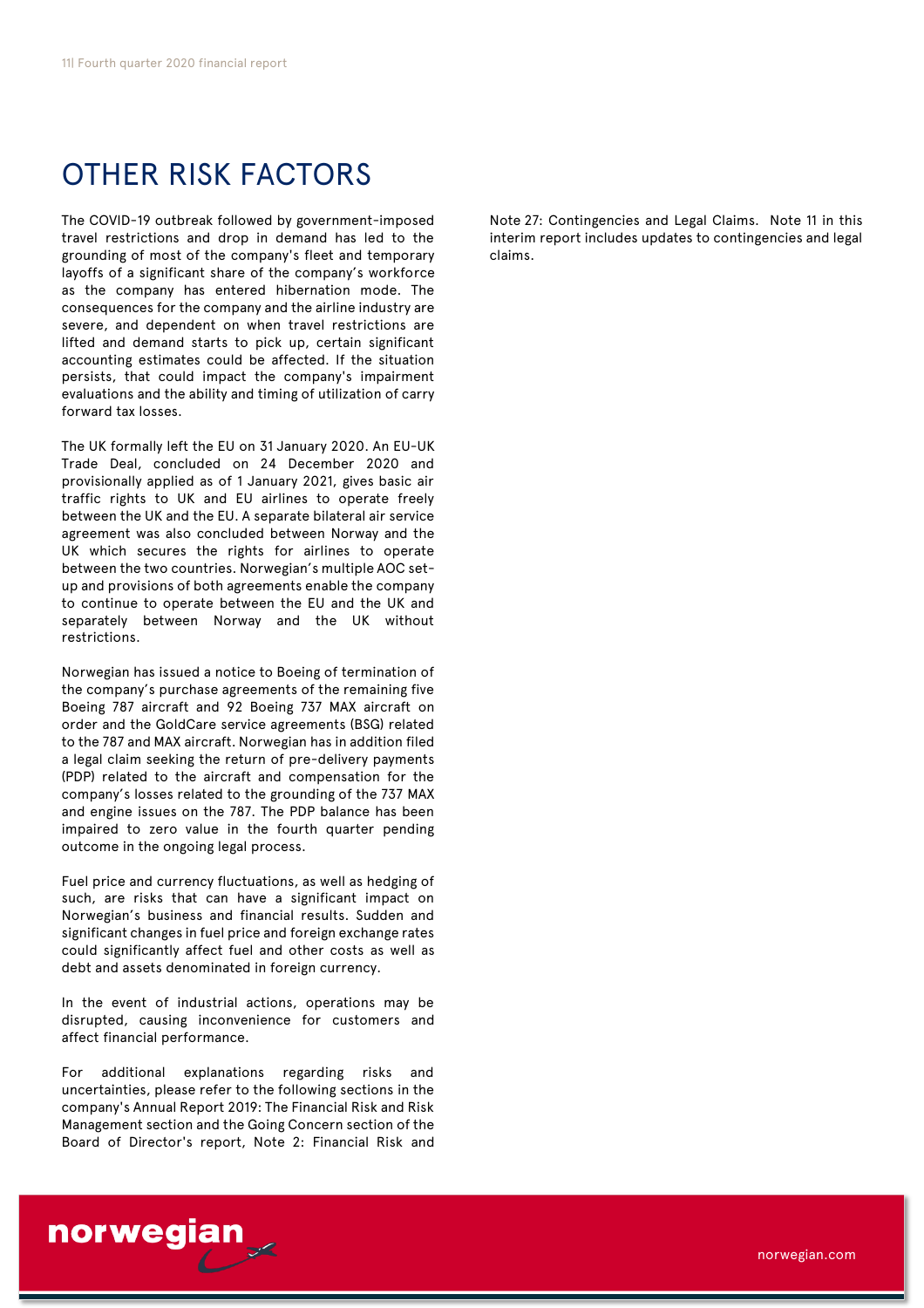# OTHER RISK FACTORS

The COVID-19 outbreak followed by government-imposed travel restrictions and drop in demand has led to the grounding of most of the company's fleet and temporary layoffs of a significant share of the company's workforce as the company has entered hibernation mode. The consequences for the company and the airline industry are severe, and dependent on when travel restrictions are lifted and demand starts to pick up, certain significant accounting estimates could be affected. If the situation persists, that could impact the company's impairment evaluations and the ability and timing of utilization of carry forward tax losses.

The UK formally left the EU on 31 January 2020. An EU-UK Trade Deal, concluded on 24 December 2020 and provisionally applied as of 1 January 2021, gives basic air traffic rights to UK and EU airlines to operate freely between the UK and the EU. A separate bilateral air service agreement was also concluded between Norway and the UK which secures the rights for airlines to operate between the two countries. Norwegian's multiple AOC set-up and provisions of both agreements enable the company to continue to operate between the EU and the UK and separately between Norway and the UK without restrictions.

Norwegian has issued a notice to Boeing of termination of the company's purchase agreements of the remaining five Boeing 787 aircraft and 92 Boeing 737 MAX aircraft on order and the GoldCare service agreements (BSG) related to the 787 and MAX aircraft. Norwegian has in addition filed a legal claim seeking the return of pre-delivery payments (PDP) related to the aircraft and compensation for the company's losses related to the grounding of the 737 MAX and engine issues on the 787. The PDP balance has been impaired to zero value in the fourth quarter pending outcome in the ongoing legal process.

Fuel price and currency fluctuations, as well as hedging of such, are risks that can have a significant impact on Norwegian's business and financial results. Sudden and significant changes in fuel price and foreign exchange rates could significantly affect fuel and other costs as well as debt and assets denominated in foreign currency.

In the event of industrial actions, operations may be disrupted, causing inconvenience for customers and affect financial performance.

For additional explanations regarding risks and uncertainties, please refer to the following sections in the company's Annual Report 2019: The Financial Risk and Risk Management section and the Going Concern section of the Board of Director's report, Note 2: Financial Risk and Note 27: Contingencies and Legal Claims. Note 11 in this interim report includes updates to contingencies and legal claims.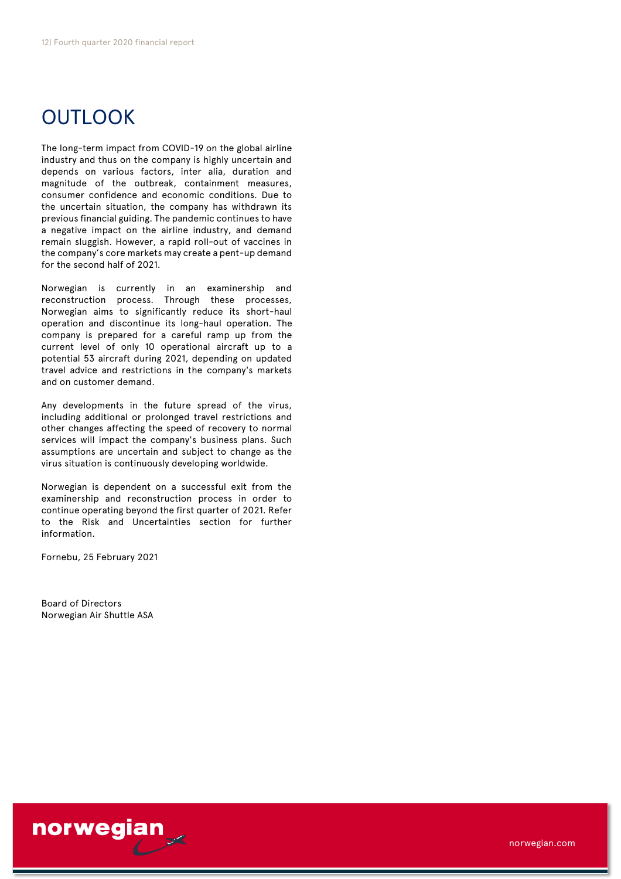# OUTLOOK

The long-term impact from COVID-19 on the global airline industry and thus on the company is highly uncertain and depends on various factors, inter alia, duration and magnitude of the outbreak, containment measures, consumer confidence and economic conditions. Due to the uncertain situation, the company has withdrawn its previous financial guiding. The pandemic continues to have a negative impact on the airline industry, and demand remain sluggish. However, a rapid roll-out of vaccines in the company's core markets may create a pent-up demand for the second half of 2021.

Norwegian is currently in an examinership and reconstruction process. Through these processes, Norwegian aims to significantly reduce its short-haul operation and discontinue its long-haul operation. The company is prepared for a careful ramp up from the current level of only 10 operational aircraft up to a potential 53 aircraft during 2021, depending on updated travel advice and restrictions in the company's markets and on customer demand.

Any developments in the future spread of the virus, including additional or prolonged travel restrictions and other changes affecting the speed of recovery to normal services will impact the company's business plans. Such assumptions are uncertain and subject to change as the virus situation is continuously developing worldwide.

Norwegian is dependent on a successful exit from the examinership and reconstruction process in order to continue operating beyond the first quarter of 2021. Refer to the Risk and Uncertainties section for further information.

Fornebu, 25 February 2021

Board of Directors
Norwegian Air Shuttle ASA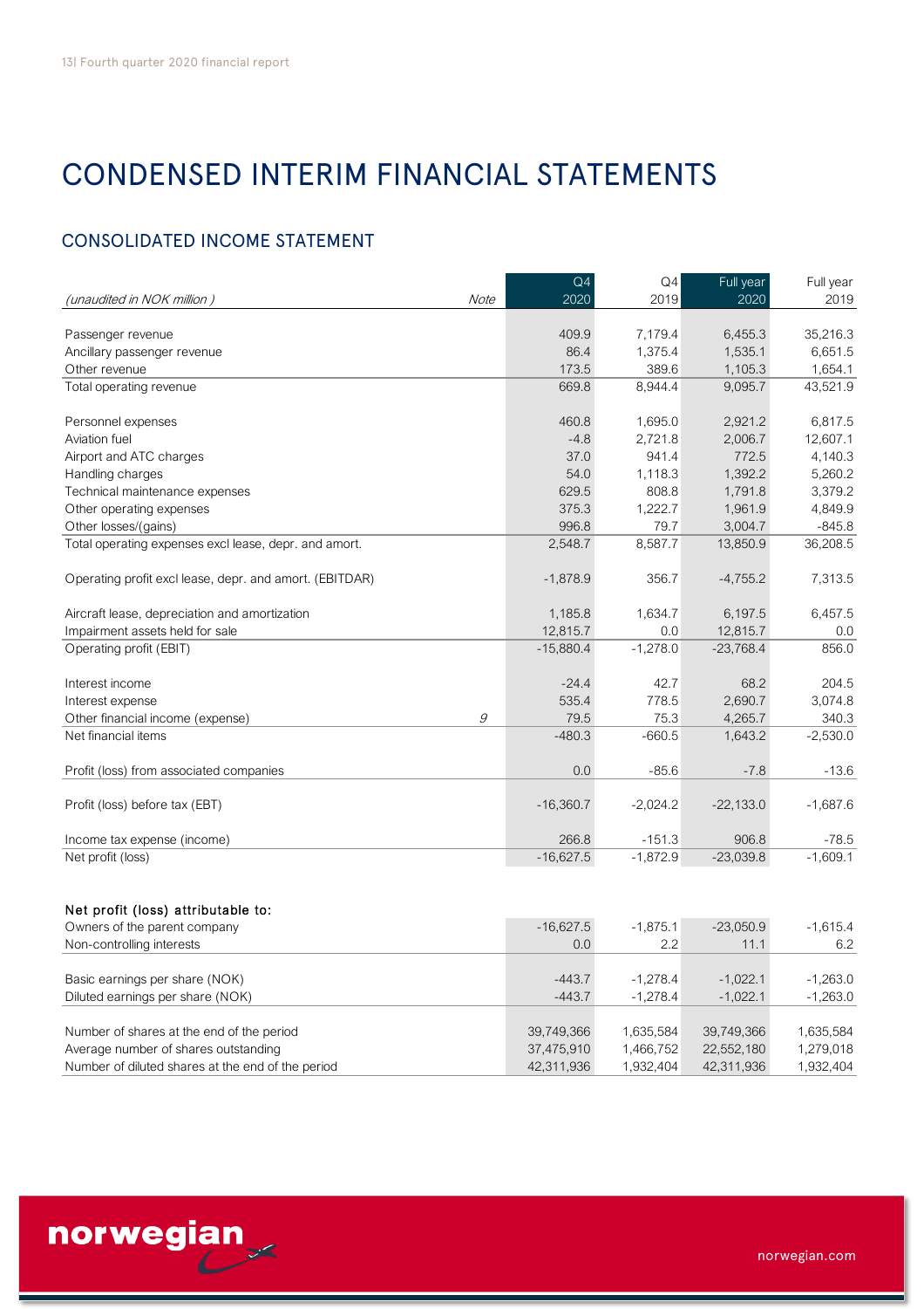# CONDENSED INTERIM FINANCIAL STATEMENTS

## CONSOLIDATED INCOME STATEMENT

| *(unaudited in NOK million )* | *Note* | Q4 2020 | Q4 2019 | Full year 2020 | Full year 2019 |
|---|---|---|---|---|---|
| Passenger revenue | | 409.9 | 7,179.4 | 6,455.3 | 35,216.3 |
| Ancillary passenger revenue | | 86.4 | 1,375.4 | 1,535.1 | 6,651.5 |
| Other revenue | | 173.5 | 389.6 | 1,105.3 | 1,654.1 |
| Total operating revenue | | 669.8 | 8,944.4 | 9,095.7 | 43,521.9 |
| | | | | | |
| Personnel expenses | | 460.8 | 1,695.0 | 2,921.2 | 6,817.5 |
| Aviation fuel | | -4.8 | 2,721.8 | 2,006.7 | 12,607.1 |
| Airport and ATC charges | | 37.0 | 941.4 | 772.5 | 4,140.3 |
| Handling charges | | 54.0 | 1,118.3 | 1,392.2 | 5,260.2 |
| Technical maintenance expenses | | 629.5 | 808.8 | 1,791.8 | 3,379.2 |
| Other operating expenses | | 375.3 | 1,222.7 | 1,961.9 | 4,849.9 |
| Other losses/(gains) | | 996.8 | 79.7 | 3,004.7 | -845.8 |
| Total operating expenses excl lease, depr. and amort. | | 2,548.7 | 8,587.7 | 13,850.9 | 36,208.5 |
| | | | | | |
| Operating profit excl lease, depr. and amort. (EBITDAR) | | -1,878.9 | 356.7 | -4,755.2 | 7,313.5 |
| | | | | | |
| Aircraft lease, depreciation and amortization | | 1,185.8 | 1,634.7 | 6,197.5 | 6,457.5 |
| Impairment assets held for sale | | 12,815.7 | 0.0 | 12,815.7 | 0.0 |
| Operating profit (EBIT) | | -15,880.4 | -1,278.0 | -23,768.4 | 856.0 |
| | | | | | |
| Interest income | | -24.4 | 42.7 | 68.2 | 204.5 |
| Interest expense | | 535.4 | 778.5 | 2,690.7 | 3,074.8 |
| Other financial income (expense) | 9 | 79.5 | 75.3 | 4,265.7 | 340.3 |
| Net financial items | | -480.3 | -660.5 | 1,643.2 | -2,530.0 |
| | | | | | |
| Profit (loss) from associated companies | | 0.0 | -85.6 | -7.8 | -13.6 |
| | | | | | |
| Profit (loss) before tax (EBT) | | -16,360.7 | -2,024.2 | -22,133.0 | -1,687.6 |
| | | | | | |
| Income tax expense (income) | | 266.8 | -151.3 | 906.8 | -78.5 |
| Net profit (loss) | | -16,627.5 | -1,872.9 | -23,039.8 | -1,609.1 |
| | | | | | |
| **Net profit (loss) attributable to:** | | | | | |
| Owners of the parent company | | -16,627.5 | -1,875.1 | -23,050.9 | -1,615.4 |
| Non-controlling interests | | 0.0 | 2.2 | 11.1 | 6.2 |
| | | | | | |
| Basic earnings per share (NOK) | | -443.7 | -1,278.4 | -1,022.1 | -1,263.0 |
| Diluted earnings per share (NOK) | | -443.7 | -1,278.4 | -1,022.1 | -1,263.0 |
| | | | | | |
| Number of shares at the end of the period | | 39,749,366 | 1,635,584 | 39,749,366 | 1,635,584 |
| Average number of shares outstanding | | 37,475,910 | 1,466,752 | 22,552,180 | 1,279,018 |
| Number of diluted shares at the end of the period | | 42,311,936 | 1,932,404 | 42,311,936 | 1,932,404 |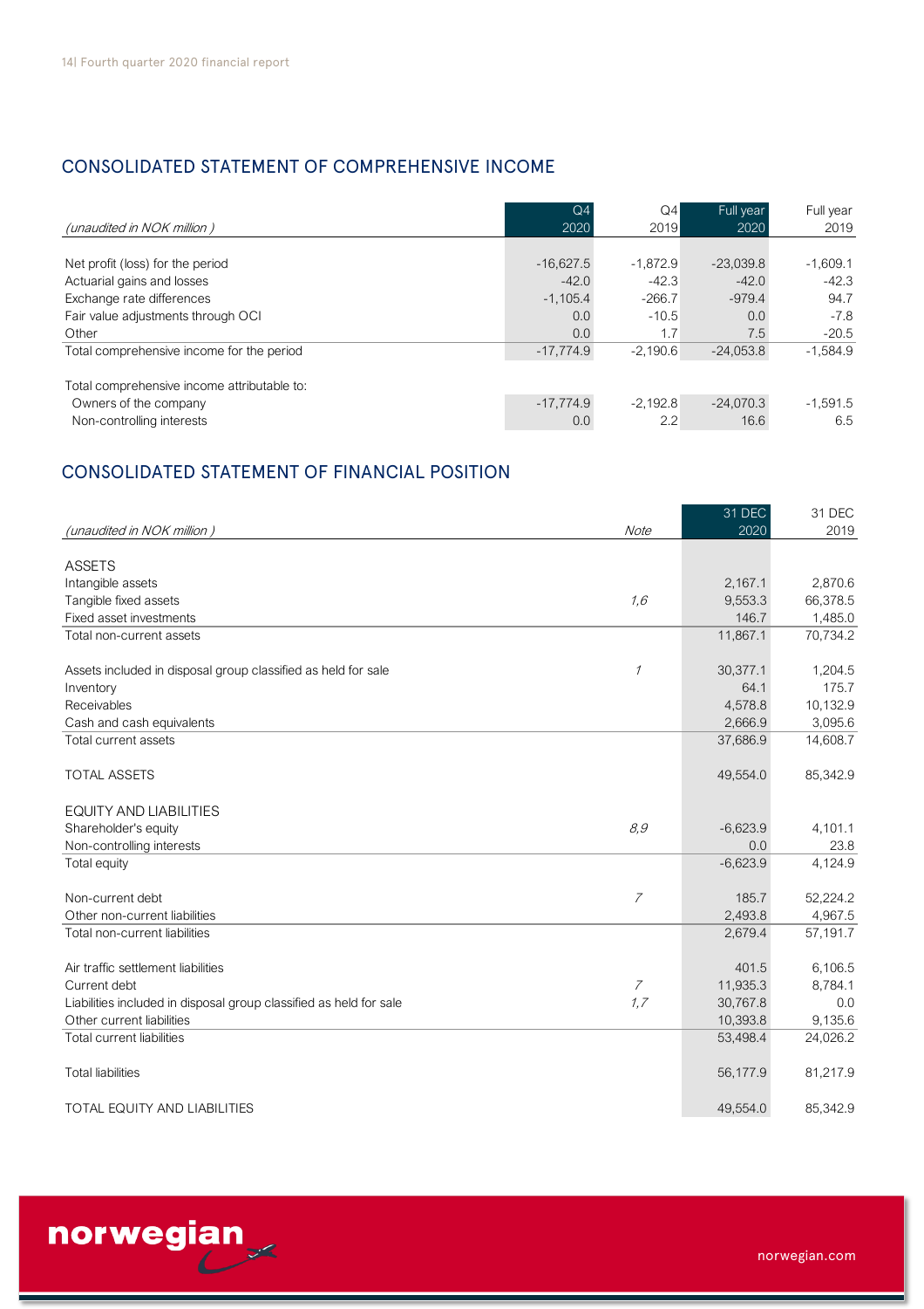## CONSOLIDATED STATEMENT OF COMPREHENSIVE INCOME

| *(unaudited in NOK million )* | Q4 2020 | Q4 2019 | Full year 2020 | Full year 2019 |
|---|---|---|---|---|
| Net profit (loss) for the period | -16,627.5 | -1,872.9 | -23,039.8 | -1,609.1 |
| Actuarial gains and losses | -42.0 | -42.3 | -42.0 | -42.3 |
| Exchange rate differences | -1,105.4 | -266.7 | -979.4 | 94.7 |
| Fair value adjustments through OCI | 0.0 | -10.5 | 0.0 | -7.8 |
| Other | 0.0 | 1.7 | 7.5 | -20.5 |
| Total comprehensive income for the period | -17,774.9 | -2,190.6 | -24,053.8 | -1,584.9 |
| | | | | |
| Total comprehensive income attributable to: | | | | |
| Owners of the company | -17,774.9 | -2,192.8 | -24,070.3 | -1,591.5 |
| Non-controlling interests | 0.0 | 2.2 | 16.6 | 6.5 |

## CONSOLIDATED STATEMENT OF FINANCIAL POSITION

| *(unaudited in NOK million )* | *Note* | 31 DEC 2020 | 31 DEC 2019 |
|---|---|---|---|
| ASSETS | | | |
| Intangible assets | | 2,167.1 | 2,870.6 |
| Tangible fixed assets | *1,6* | 9,553.3 | 66,378.5 |
| Fixed asset investments | | 146.7 | 1,485.0 |
| Total non-current assets | | 11,867.1 | 70,734.2 |
| | | | |
| Assets included in disposal group classified as held for sale | *1* | 30,377.1 | 1,204.5 |
| Inventory | | 64.1 | 175.7 |
| Receivables | | 4,578.8 | 10,132.9 |
| Cash and cash equivalents | | 2,666.9 | 3,095.6 |
| Total current assets | | 37,686.9 | 14,608.7 |
| | | | |
| TOTAL ASSETS | | 49,554.0 | 85,342.9 |
| | | | |
| EQUITY AND LIABILITIES | | | |
| Shareholder's equity | *8,9* | -6,623.9 | 4,101.1 |
| Non-controlling interests | | 0.0 | 23.8 |
| Total equity | | -6,623.9 | 4,124.9 |
| | | | |
| Non-current debt | *7* | 185.7 | 52,224.2 |
| Other non-current liabilities | | 2,493.8 | 4,967.5 |
| Total non-current liabilities | | 2,679.4 | 57,191.7 |
| | | | |
| Air traffic settlement liabilities | | 401.5 | 6,106.5 |
| Current debt | *7* | 11,935.3 | 8,784.1 |
| Liabilities included in disposal group classified as held for sale | *1,7* | 30,767.8 | 0.0 |
| Other current liabilities | | 10,393.8 | 9,135.6 |
| Total current liabilities | | 53,498.4 | 24,026.2 |
| | | | |
| Total liabilities | | 56,177.9 | 81,217.9 |
| | | | |
| TOTAL EQUITY AND LIABILITIES | | 49,554.0 | 85,342.9 |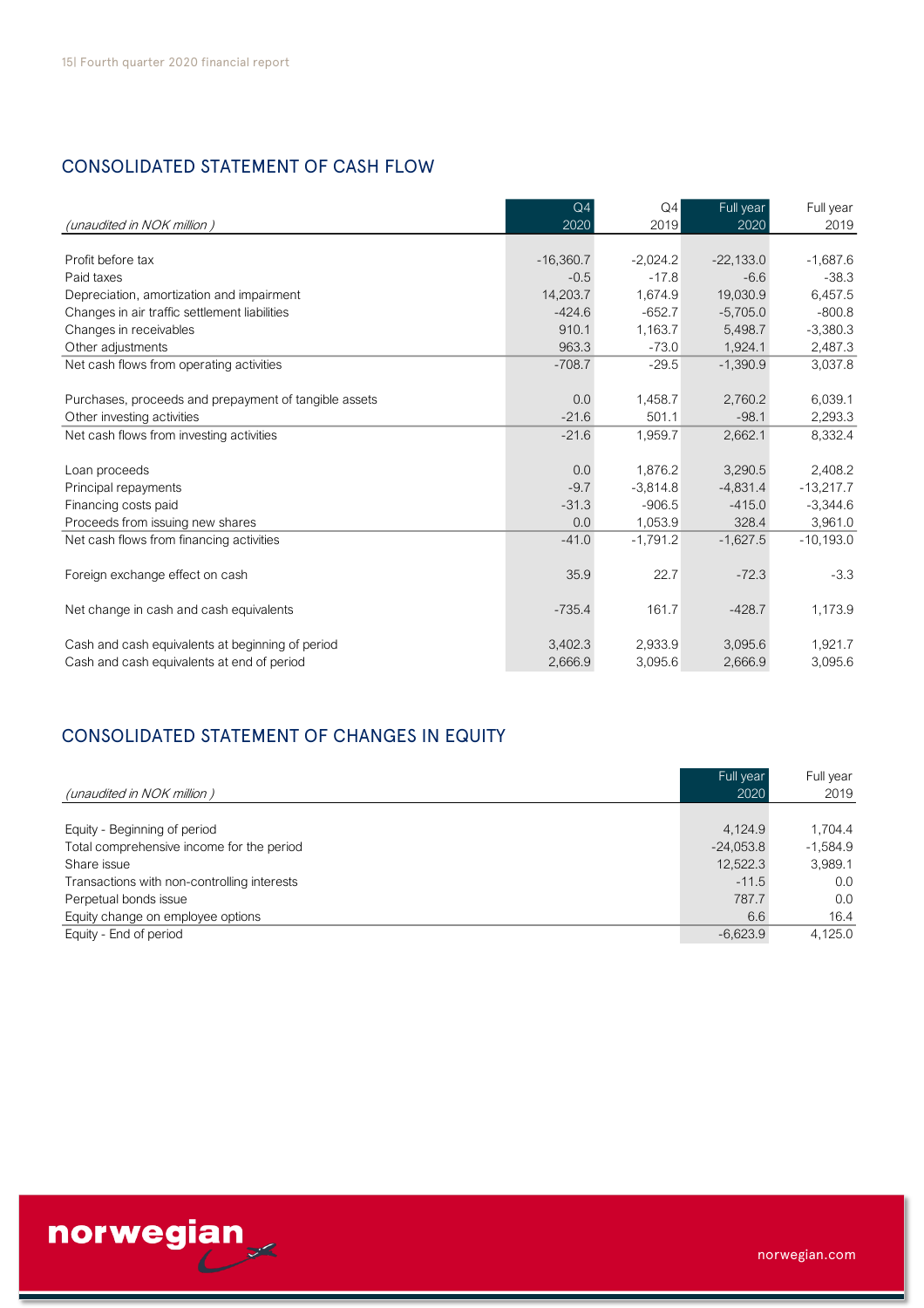## CONSOLIDATED STATEMENT OF CASH FLOW

| *(unaudited in NOK million )* | Q4 2020 | Q4 2019 | Full year 2020 | Full year 2019 |
|---|---|---|---|---|
| Profit before tax | -16,360.7 | -2,024.2 | -22,133.0 | -1,687.6 |
| Paid taxes | -0.5 | -17.8 | -6.6 | -38.3 |
| Depreciation, amortization and impairment | 14,203.7 | 1,674.9 | 19,030.9 | 6,457.5 |
| Changes in air traffic settlement liabilities | -424.6 | -652.7 | -5,705.0 | -800.8 |
| Changes in receivables | 910.1 | 1,163.7 | 5,498.7 | -3,380.3 |
| Other adjustments | 963.3 | -73.0 | 1,924.1 | 2,487.3 |
| Net cash flows from operating activities | -708.7 | -29.5 | -1,390.9 | 3,037.8 |
| | | | | |
| Purchases, proceeds and prepayment of tangible assets | 0.0 | 1,458.7 | 2,760.2 | 6,039.1 |
| Other investing activities | -21.6 | 501.1 | -98.1 | 2,293.3 |
| Net cash flows from investing activities | -21.6 | 1,959.7 | 2,662.1 | 8,332.4 |
| | | | | |
| Loan proceeds | 0.0 | 1,876.2 | 3,290.5 | 2,408.2 |
| Principal repayments | -9.7 | -3,814.8 | -4,831.4 | -13,217.7 |
| Financing costs paid | -31.3 | -906.5 | -415.0 | -3,344.6 |
| Proceeds from issuing new shares | 0.0 | 1,053.9 | 328.4 | 3,961.0 |
| Net cash flows from financing activities | -41.0 | -1,791.2 | -1,627.5 | -10,193.0 |
| | | | | |
| Foreign exchange effect on cash | 35.9 | 22.7 | -72.3 | -3.3 |
| | | | | |
| Net change in cash and cash equivalents | -735.4 | 161.7 | -428.7 | 1,173.9 |
| | | | | |
| Cash and cash equivalents at beginning of period | 3,402.3 | 2,933.9 | 3,095.6 | 1,921.7 |
| Cash and cash equivalents at end of period | 2,666.9 | 3,095.6 | 2,666.9 | 3,095.6 |

## CONSOLIDATED STATEMENT OF CHANGES IN EQUITY

| *(unaudited in NOK million )* | Full year 2020 | Full year 2019 |
|---|---|---|
| Equity - Beginning of period | 4,124.9 | 1,704.4 |
| Total comprehensive income for the period | -24,053.8 | -1,584.9 |
| Share issue | 12,522.3 | 3,989.1 |
| Transactions with non-controlling interests | -11.5 | 0.0 |
| Perpetual bonds issue | 787.7 | 0.0 |
| Equity change on employee options | 6.6 | 16.4 |
| Equity - End of period | -6,623.9 | 4,125.0 |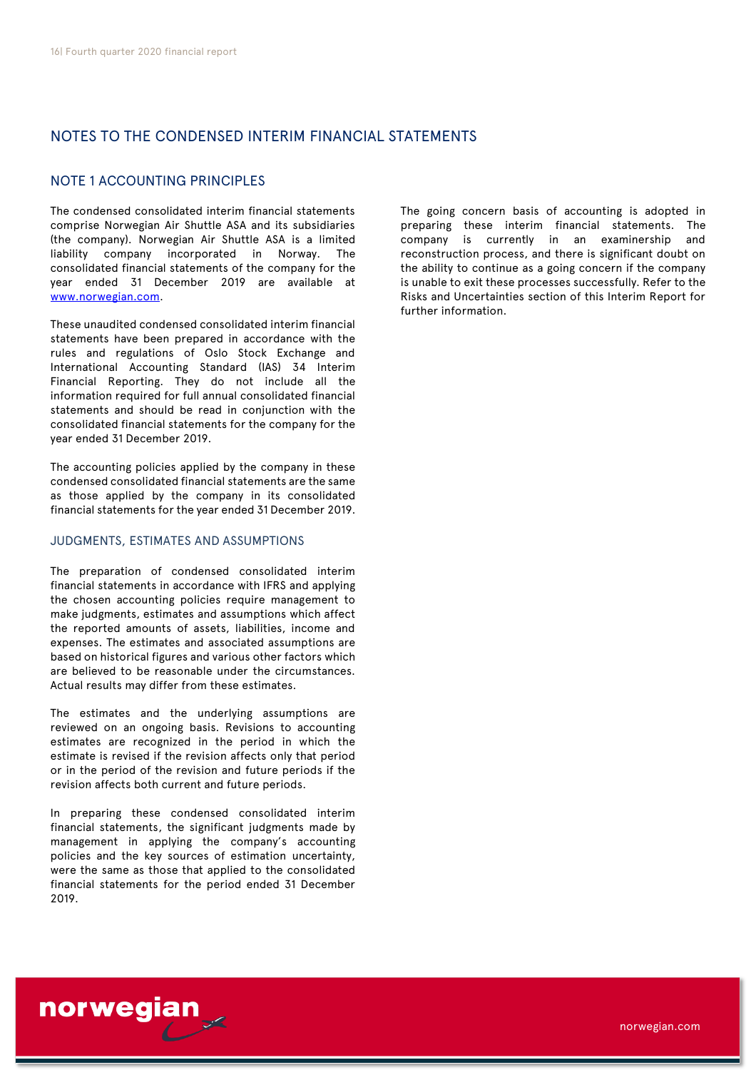# NOTES TO THE CONDENSED INTERIM FINANCIAL STATEMENTS

## NOTE 1 ACCOUNTING PRINCIPLES

The condensed consolidated interim financial statements comprise Norwegian Air Shuttle ASA and its subsidiaries (the company). Norwegian Air Shuttle ASA is a limited liability company incorporated in Norway. The consolidated financial statements of the company for the year ended 31 December 2019 are available at www.norwegian.com.

These unaudited condensed consolidated interim financial statements have been prepared in accordance with the rules and regulations of Oslo Stock Exchange and International Accounting Standard (IAS) 34 Interim Financial Reporting. They do not include all the information required for full annual consolidated financial statements and should be read in conjunction with the consolidated financial statements for the company for the year ended 31 December 2019.

The accounting policies applied by the company in these condensed consolidated financial statements are the same as those applied by the company in its consolidated financial statements for the year ended 31 December 2019.

### JUDGMENTS, ESTIMATES AND ASSUMPTIONS

The preparation of condensed consolidated interim financial statements in accordance with IFRS and applying the chosen accounting policies require management to make judgments, estimates and assumptions which affect the reported amounts of assets, liabilities, income and expenses. The estimates and associated assumptions are based on historical figures and various other factors which are believed to be reasonable under the circumstances. Actual results may differ from these estimates.

The estimates and the underlying assumptions are reviewed on an ongoing basis. Revisions to accounting estimates are recognized in the period in which the estimate is revised if the revision affects only that period or in the period of the revision and future periods if the revision affects both current and future periods.

In preparing these condensed consolidated interim financial statements, the significant judgments made by management in applying the company's accounting policies and the key sources of estimation uncertainty, were the same as those that applied to the consolidated financial statements for the period ended 31 December 2019.

The going concern basis of accounting is adopted in preparing these interim financial statements. The company is currently in an examinership and reconstruction process, and there is significant doubt on the ability to continue as a going concern if the company is unable to exit these processes successfully. Refer to the Risks and Uncertainties section of this Interim Report for further information.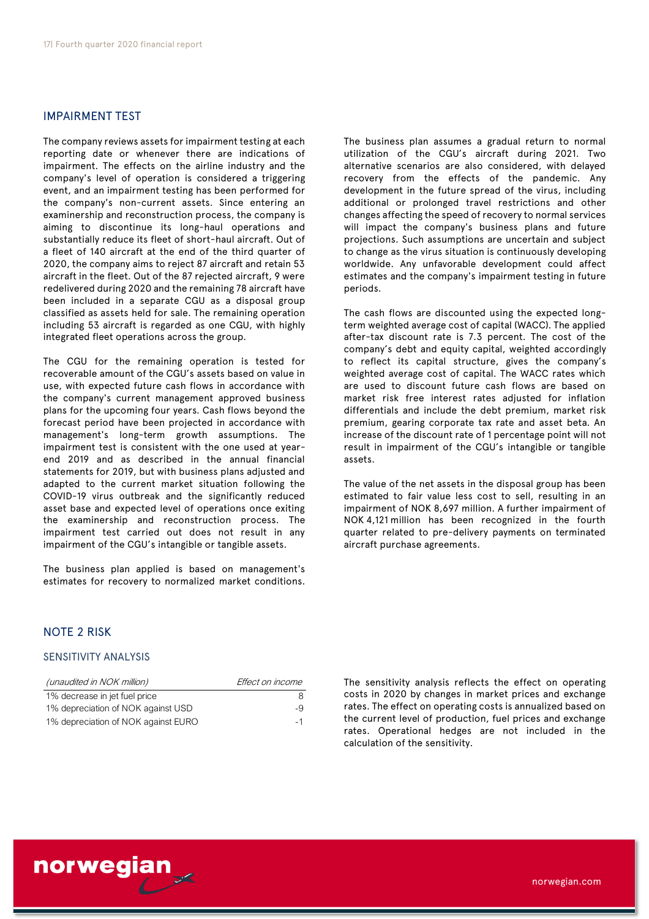## IMPAIRMENT TEST

The company reviews assets for impairment testing at each reporting date or whenever there are indications of impairment. The effects on the airline industry and the company's level of operation is considered a triggering event, and an impairment testing has been performed for the company's non-current assets. Since entering an examinership and reconstruction process, the company is aiming to discontinue its long-haul operations and substantially reduce its fleet of short-haul aircraft. Out of a fleet of 140 aircraft at the end of the third quarter of 2020, the company aims to reject 87 aircraft and retain 53 aircraft in the fleet. Out of the 87 rejected aircraft, 9 were redelivered during 2020 and the remaining 78 aircraft have been included in a separate CGU as a disposal group classified as assets held for sale. The remaining operation including 53 aircraft is regarded as one CGU, with highly integrated fleet operations across the group.

The CGU for the remaining operation is tested for recoverable amount of the CGU's assets based on value in use, with expected future cash flows in accordance with the company's current management approved business plans for the upcoming four years. Cash flows beyond the forecast period have been projected in accordance with management's long-term growth assumptions. The impairment test is consistent with the one used at year-end 2019 and as described in the annual financial statements for 2019, but with business plans adjusted and adapted to the current market situation following the COVID-19 virus outbreak and the significantly reduced asset base and expected level of operations once exiting the examinership and reconstruction process. The impairment test carried out does not result in any impairment of the CGU's intangible or tangible assets.

The business plan applied is based on management's estimates for recovery to normalized market conditions. The business plan assumes a gradual return to normal utilization of the CGU's aircraft during 2021. Two alternative scenarios are also considered, with delayed recovery from the effects of the pandemic. Any development in the future spread of the virus, including additional or prolonged travel restrictions and other changes affecting the speed of recovery to normal services will impact the company's business plans and future projections. Such assumptions are uncertain and subject to change as the virus situation is continuously developing worldwide. Any unfavorable development could affect estimates and the company's impairment testing in future periods.

The cash flows are discounted using the expected long-term weighted average cost of capital (WACC). The applied after-tax discount rate is 7.3 percent. The cost of the company's debt and equity capital, weighted accordingly to reflect its capital structure, gives the company's weighted average cost of capital. The WACC rates which are used to discount future cash flows are based on market risk free interest rates adjusted for inflation differentials and include the debt premium, market risk premium, gearing corporate tax rate and asset beta. An increase of the discount rate of 1 percentage point will not result in impairment of the CGU's intangible or tangible assets.

The value of the net assets in the disposal group has been estimated to fair value less cost to sell, resulting in an impairment of NOK 8,697 million. A further impairment of NOK 4,121 million has been recognized in the fourth quarter related to pre-delivery payments on terminated aircraft purchase agreements.

## NOTE 2 RISK

### SENSITIVITY ANALYSIS

| *(unaudited in NOK million)* | *Effect on income* |
|---|---|
| 1% decrease in jet fuel price | 8 |
| 1% depreciation of NOK against USD | -9 |
| 1% depreciation of NOK against EURO | -1 |

The sensitivity analysis reflects the effect on operating costs in 2020 by changes in market prices and exchange rates. The effect on operating costs is annualized based on the current level of production, fuel prices and exchange rates. Operational hedges are not included in the calculation of the sensitivity.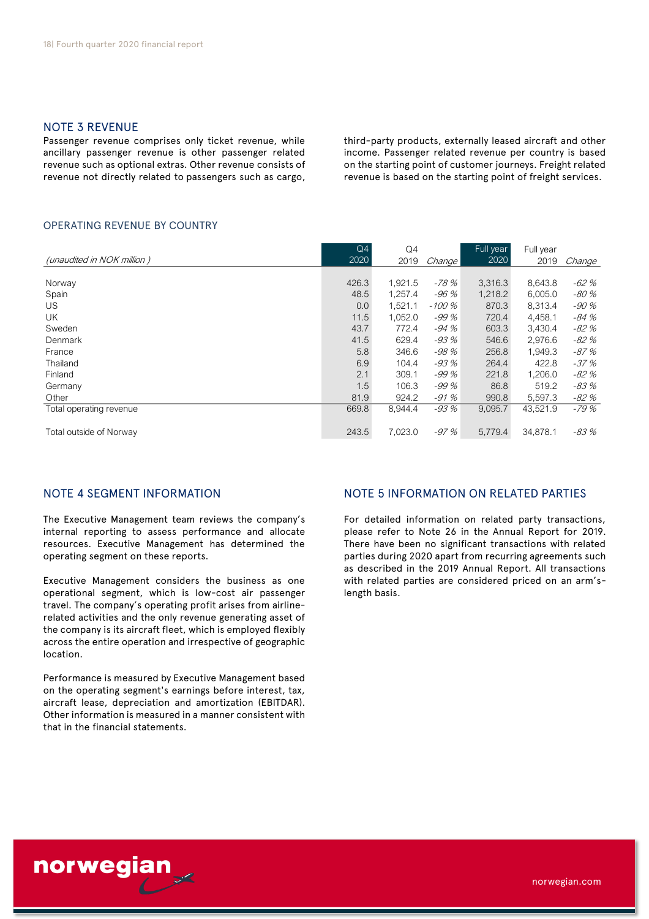## NOTE 3 REVENUE

Passenger revenue comprises only ticket revenue, while ancillary passenger revenue is other passenger related revenue such as optional extras. Other revenue consists of revenue not directly related to passengers such as cargo, third-party products, externally leased aircraft and other income. Passenger related revenue per country is based on the starting point of customer journeys. Freight related revenue is based on the starting point of freight services.

### OPERATING REVENUE BY COUNTRY

| *(unaudited in NOK million )* | Q4 2020 | Q4 2019 | *Change* | Full year 2020 | Full year 2019 | *Change* |
|---|---|---|---|---|---|---|
| Norway | 426.3 | 1,921.5 | *-78 %* | 3,316.3 | 8,643.8 | *-62 %* |
| Spain | 48.5 | 1,257.4 | *-96 %* | 1,218.2 | 6,005.0 | *-80 %* |
| US | 0.0 | 1,521.1 | *-100 %* | 870.3 | 8,313.4 | *-90 %* |
| UK | 11.5 | 1,052.0 | *-99 %* | 720.4 | 4,458.1 | *-84 %* |
| Sweden | 43.7 | 772.4 | *-94 %* | 603.3 | 3,430.4 | *-82 %* |
| Denmark | 41.5 | 629.4 | *-93 %* | 546.6 | 2,976.6 | *-82 %* |
| France | 5.8 | 346.6 | *-98 %* | 256.8 | 1,949.3 | *-87 %* |
| Thailand | 6.9 | 104.4 | *-93 %* | 264.4 | 422.8 | *-37 %* |
| Finland | 2.1 | 309.1 | *-99 %* | 221.8 | 1,206.0 | *-82 %* |
| Germany | 1.5 | 106.3 | *-99 %* | 86.8 | 519.2 | *-83 %* |
| Other | 81.9 | 924.2 | *-91 %* | 990.8 | 5,597.3 | *-82 %* |
| Total operating revenue | 669.8 | 8,944.4 | *-93 %* | 9,095.7 | 43,521.9 | *-79 %* |
| Total outside of Norway | 243.5 | 7,023.0 | *-97 %* | 5,779.4 | 34,878.1 | *-83 %* |

## NOTE 4 SEGMENT INFORMATION

The Executive Management team reviews the company's internal reporting to assess performance and allocate resources. Executive Management has determined the operating segment on these reports.

Executive Management considers the business as one operational segment, which is low-cost air passenger travel. The company's operating profit arises from airline-related activities and the only revenue generating asset of the company is its aircraft fleet, which is employed flexibly across the entire operation and irrespective of geographic location.

Performance is measured by Executive Management based on the operating segment's earnings before interest, tax, aircraft lease, depreciation and amortization (EBITDAR). Other information is measured in a manner consistent with that in the financial statements.

## NOTE 5 INFORMATION ON RELATED PARTIES

For detailed information on related party transactions, please refer to Note 26 in the Annual Report for 2019. There have been no significant transactions with related parties during 2020 apart from recurring agreements such as described in the 2019 Annual Report. All transactions with related parties are considered priced on an arm's-length basis.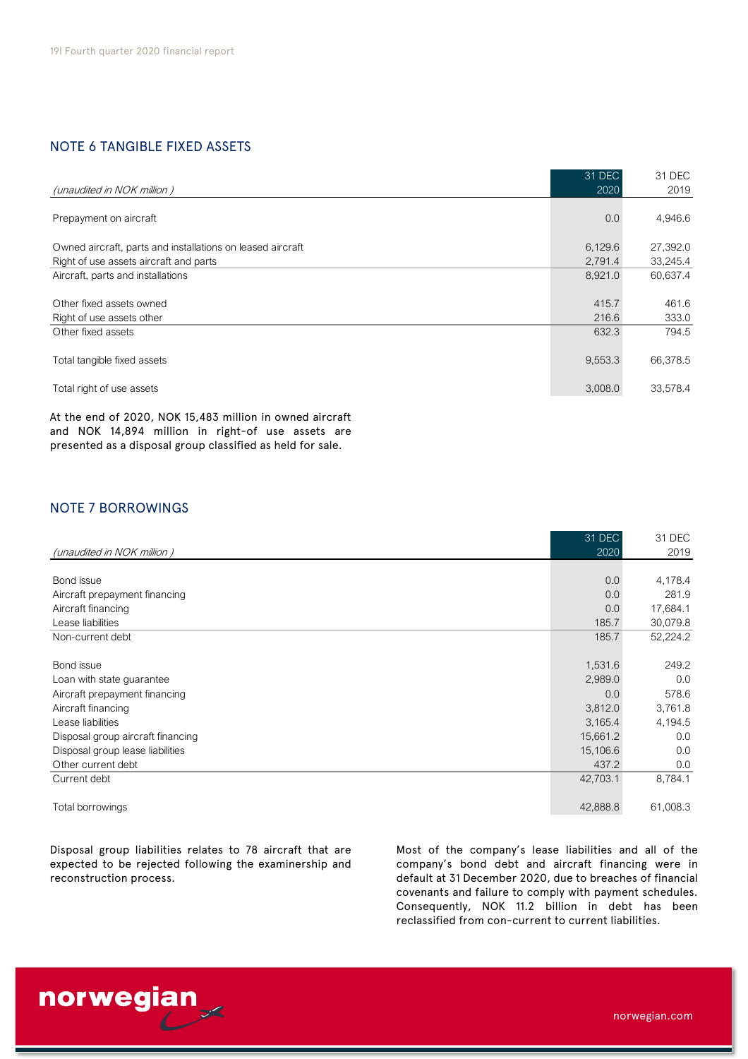## NOTE 6 TANGIBLE FIXED ASSETS

| *(unaudited in NOK million )* | 31 DEC 2020 | 31 DEC 2019 |
|---|---|---|
| Prepayment on aircraft | 0.0 | 4,946.6 |
| Owned aircraft, parts and installations on leased aircraft | 6,129.6 | 27,392.0 |
| Right of use assets aircraft and parts | 2,791.4 | 33,245.4 |
| Aircraft, parts and installations | 8,921.0 | 60,637.4 |
| Other fixed assets owned | 415.7 | 461.6 |
| Right of use assets other | 216.6 | 333.0 |
| Other fixed assets | 632.3 | 794.5 |
| Total tangible fixed assets | 9,553.3 | 66,378.5 |
| Total right of use assets | 3,008.0 | 33,578.4 |

At the end of 2020, NOK 15,483 million in owned aircraft and NOK 14,894 million in right-of use assets are presented as a disposal group classified as held for sale.

## NOTE 7 BORROWINGS

| *(unaudited in NOK million )* | 31 DEC 2020 | 31 DEC 2019 |
|---|---|---|
| Bond issue | 0.0 | 4,178.4 |
| Aircraft prepayment financing | 0.0 | 281.9 |
| Aircraft financing | 0.0 | 17,684.1 |
| Lease liabilities | 185.7 | 30,079.8 |
| Non-current debt | 185.7 | 52,224.2 |
| Bond issue | 1,531.6 | 249.2 |
| Loan with state guarantee | 2,989.0 | 0.0 |
| Aircraft prepayment financing | 0.0 | 578.6 |
| Aircraft financing | 3,812.0 | 3,761.8 |
| Lease liabilities | 3,165.4 | 4,194.5 |
| Disposal group aircraft financing | 15,661.2 | 0.0 |
| Disposal group lease liabilities | 15,106.6 | 0.0 |
| Other current debt | 437.2 | 0.0 |
| Current debt | 42,703.1 | 8,784.1 |
| Total borrowings | 42,888.8 | 61,008.3 |

Disposal group liabilities relates to 78 aircraft that are expected to be rejected following the examinership and reconstruction process.

Most of the company's lease liabilities and all of the company's bond debt and aircraft financing were in default at 31 December 2020, due to breaches of financial covenants and failure to comply with payment schedules. Consequently, NOK 11.2 billion in debt has been reclassified from con-current to current liabilities.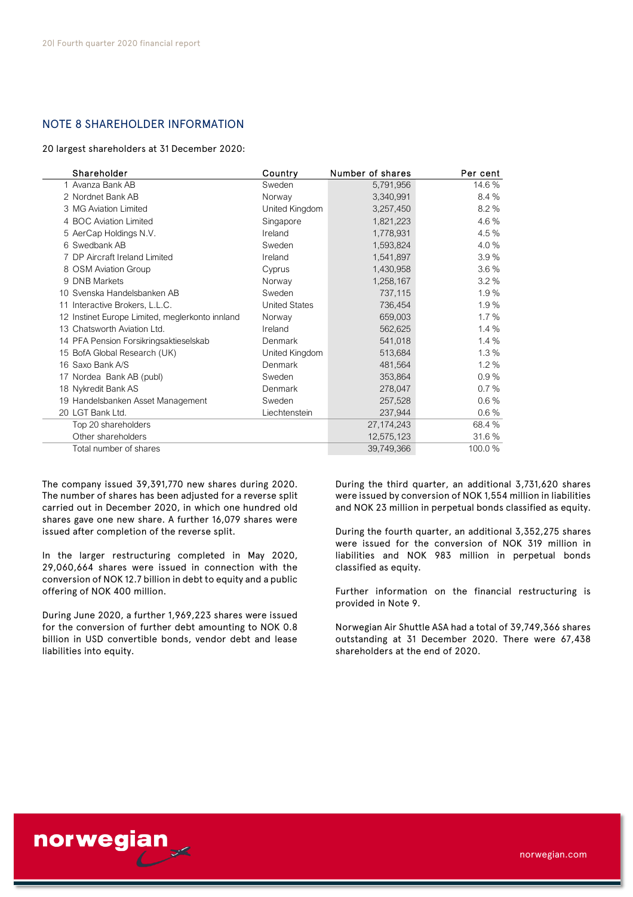## NOTE 8 SHAREHOLDER INFORMATION

20 largest shareholders at 31 December 2020:

| | Shareholder | Country | Number of shares | Per cent |
|---|---|---|---|---|
| 1 | Avanza Bank AB | Sweden | 5,791,956 | 14.6 % |
| 2 | Nordnet Bank AB | Norway | 3,340,991 | 8.4 % |
| 3 | MG Aviation Limited | United Kingdom | 3,257,450 | 8.2 % |
| 4 | BOC Aviation Limited | Singapore | 1,821,223 | 4.6 % |
| 5 | AerCap Holdings N.V. | Ireland | 1,778,931 | 4.5 % |
| 6 | Swedbank AB | Sweden | 1,593,824 | 4.0 % |
| 7 | DP Aircraft Ireland Limited | Ireland | 1,541,897 | 3.9 % |
| 8 | OSM Aviation Group | Cyprus | 1,430,958 | 3.6 % |
| 9 | DNB Markets | Norway | 1,258,167 | 3.2 % |
| 10 | Svenska Handelsbanken AB | Sweden | 737,115 | 1.9 % |
| 11 | Interactive Brokers, L.L.C. | United States | 736,454 | 1.9 % |
| 12 | Instinet Europe Limited, meglerkonto innland | Norway | 659,003 | 1.7 % |
| 13 | Chatsworth Aviation Ltd. | Ireland | 562,625 | 1.4 % |
| 14 | PFA Pension Forsikringsaktieselskab | Denmark | 541,018 | 1.4 % |
| 15 | BofA Global Research (UK) | United Kingdom | 513,684 | 1.3 % |
| 16 | Saxo Bank A/S | Denmark | 481,564 | 1.2 % |
| 17 | Nordea Bank AB (publ) | Sweden | 353,864 | 0.9 % |
| 18 | Nykredit Bank AS | Denmark | 278,047 | 0.7 % |
| 19 | Handelsbanken Asset Management | Sweden | 257,528 | 0.6 % |
| 20 | LGT Bank Ltd. | Liechtenstein | 237,944 | 0.6 % |
| | Top 20 shareholders | | 27,174,243 | 68.4 % |
| | Other shareholders | | 12,575,123 | 31.6 % |
| | Total number of shares | | 39,749,366 | 100.0 % |

The company issued 39,391,770 new shares during 2020. The number of shares has been adjusted for a reverse split carried out in December 2020, in which one hundred old shares gave one new share. A further 16,079 shares were issued after completion of the reverse split.

In the larger restructuring completed in May 2020, 29,060,664 shares were issued in connection with the conversion of NOK 12.7 billion in debt to equity and a public offering of NOK 400 million.

During June 2020, a further 1,969,223 shares were issued for the conversion of further debt amounting to NOK 0.8 billion in USD convertible bonds, vendor debt and lease liabilities into equity.

During the third quarter, an additional 3,731,620 shares were issued by conversion of NOK 1,554 million in liabilities and NOK 23 million in perpetual bonds classified as equity.

During the fourth quarter, an additional 3,352,275 shares were issued for the conversion of NOK 319 million in liabilities and NOK 983 million in perpetual bonds classified as equity.

Further information on the financial restructuring is provided in Note 9.

Norwegian Air Shuttle ASA had a total of 39,749,366 shares outstanding at 31 December 2020. There were 67,438 shareholders at the end of 2020.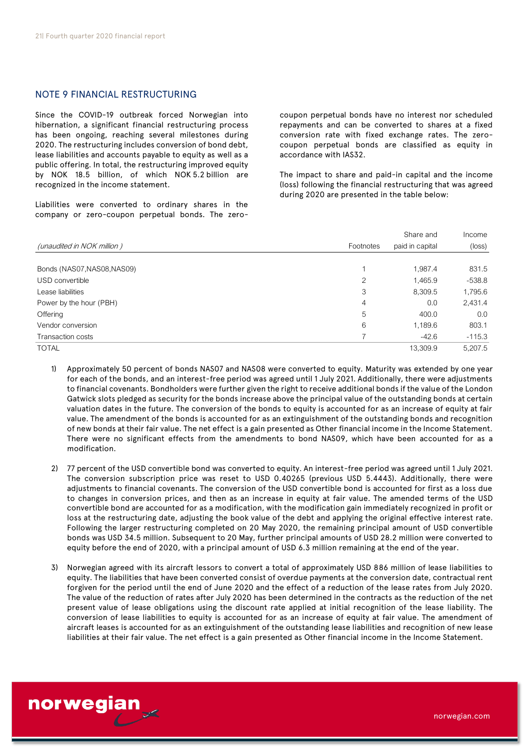## NOTE 9 FINANCIAL RESTRUCTURING

Since the COVID-19 outbreak forced Norwegian into hibernation, a significant financial restructuring process has been ongoing, reaching several milestones during 2020. The restructuring includes conversion of bond debt, lease liabilities and accounts payable to equity as well as a public offering. In total, the restructuring improved equity by NOK 18.5 billion, of which NOK 5.2 billion are recognized in the income statement.

Liabilities were converted to ordinary shares in the company or zero-coupon perpetual bonds. The zero-coupon perpetual bonds have no interest nor scheduled repayments and can be converted to shares at a fixed conversion rate with fixed exchange rates. The zero-coupon perpetual bonds are classified as equity in accordance with IAS32.

The impact to share and paid-in capital and the income (loss) following the financial restructuring that was agreed during 2020 are presented in the table below:

| *(unaudited in NOK million )* | Footnotes | Share and paid in capital | Income (loss) |
|---|---|---|---|
| Bonds (NAS07,NAS08,NAS09) | 1 | 1,987.4 | 831.5 |
| USD convertible | 2 | 1,465.9 | -538.8 |
| Lease liabilities | 3 | 8,309.5 | 1,795.6 |
| Power by the hour (PBH) | 4 | 0.0 | 2,431.4 |
| Offering | 5 | 400.0 | 0.0 |
| Vendor conversion | 6 | 1,189.6 | 803.1 |
| Transaction costs | 7 | -42.6 | -115.3 |
| TOTAL | | 13,309.9 | 5,207.5 |

1) Approximately 50 percent of bonds NAS07 and NAS08 were converted to equity. Maturity was extended by one year for each of the bonds, and an interest-free period was agreed until 1 July 2021. Additionally, there were adjustments to financial covenants. Bondholders were further given the right to receive additional bonds if the value of the London Gatwick slots pledged as security for the bonds increase above the principal value of the outstanding bonds at certain valuation dates in the future. The conversion of the bonds to equity is accounted for as an increase of equity at fair value. The amendment of the bonds is accounted for as an extinguishment of the outstanding bonds and recognition of new bonds at their fair value. The net effect is a gain presented as Other financial income in the Income Statement. There were no significant effects from the amendments to bond NAS09, which have been accounted for as a modification.

2) 77 percent of the USD convertible bond was converted to equity. An interest-free period was agreed until 1 July 2021. The conversion subscription price was reset to USD 0.40265 (previous USD 5.4443). Additionally, there were adjustments to financial covenants. The conversion of the USD convertible bond is accounted for first as a loss due to changes in conversion prices, and then as an increase in equity at fair value. The amended terms of the USD convertible bond are accounted for as a modification, with the modification gain immediately recognized in profit or loss at the restructuring date, adjusting the book value of the debt and applying the original effective interest rate. Following the larger restructuring completed on 20 May 2020, the remaining principal amount of USD convertible bonds was USD 34.5 million. Subsequent to 20 May, further principal amounts of USD 28.2 million were converted to equity before the end of 2020, with a principal amount of USD 6.3 million remaining at the end of the year.

3) Norwegian agreed with its aircraft lessors to convert a total of approximately USD 886 million of lease liabilities to equity. The liabilities that have been converted consist of overdue payments at the conversion date, contractual rent forgiven for the period until the end of June 2020 and the effect of a reduction of the lease rates from July 2020. The value of the reduction of rates after July 2020 has been determined in the contracts as the reduction of the net present value of lease obligations using the discount rate applied at initial recognition of the lease liability. The conversion of lease liabilities to equity is accounted for as an increase of equity at fair value. The amendment of aircraft leases is accounted for as an extinguishment of the outstanding lease liabilities and recognition of new lease liabilities at their fair value. The net effect is a gain presented as Other financial income in the Income Statement.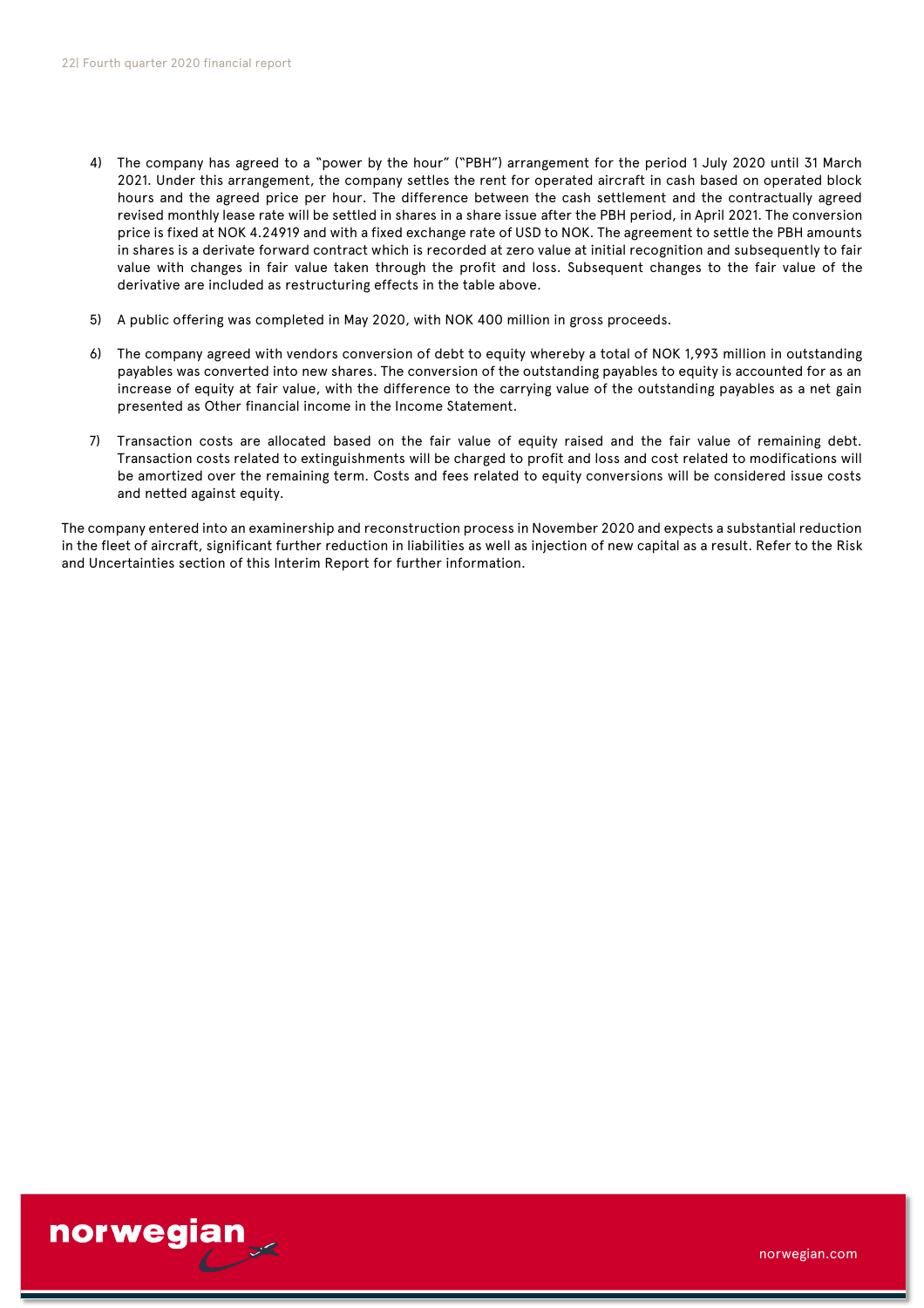4) The company has agreed to a "power by the hour" ("PBH") arrangement for the period 1 July 2020 until 31 March 2021. Under this arrangement, the company settles the rent for operated aircraft in cash based on operated block hours and the agreed price per hour. The difference between the cash settlement and the contractually agreed revised monthly lease rate will be settled in shares in a share issue after the PBH period, in April 2021. The conversion price is fixed at NOK 4.24919 and with a fixed exchange rate of USD to NOK. The agreement to settle the PBH amounts in shares is a derivate forward contract which is recorded at zero value at initial recognition and subsequently to fair value with changes in fair value taken through the profit and loss. Subsequent changes to the fair value of the derivative are included as restructuring effects in the table above.

5) A public offering was completed in May 2020, with NOK 400 million in gross proceeds.

6) The company agreed with vendors conversion of debt to equity whereby a total of NOK 1,993 million in outstanding payables was converted into new shares. The conversion of the outstanding payables to equity is accounted for as an increase of equity at fair value, with the difference to the carrying value of the outstanding payables as a net gain presented as Other financial income in the Income Statement.

7) Transaction costs are allocated based on the fair value of equity raised and the fair value of remaining debt. Transaction costs related to extinguishments will be charged to profit and loss and cost related to modifications will be amortized over the remaining term. Costs and fees related to equity conversions will be considered issue costs and netted against equity.

The company entered into an examinership and reconstruction process in November 2020 and expects a substantial reduction in the fleet of aircraft, significant further reduction in liabilities as well as injection of new capital as a result. Refer to the Risk and Uncertainties section of this Interim Report for further information.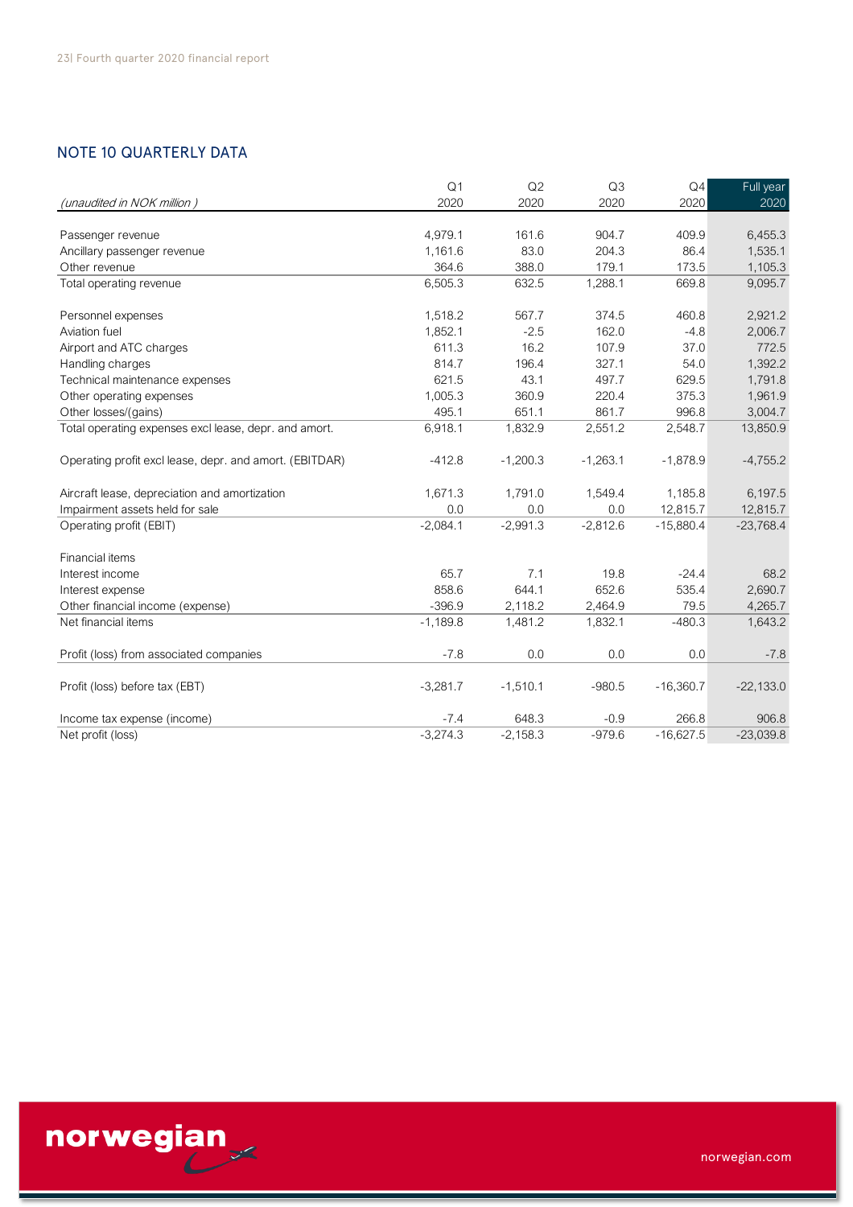## NOTE 10 QUARTERLY DATA

| *(unaudited in NOK million )* | Q1 2020 | Q2 2020 | Q3 2020 | Q4 2020 | Full year 2020 |
|---|---|---|---|---|---|
| Passenger revenue | 4,979.1 | 161.6 | 904.7 | 409.9 | 6,455.3 |
| Ancillary passenger revenue | 1,161.6 | 83.0 | 204.3 | 86.4 | 1,535.1 |
| Other revenue | 364.6 | 388.0 | 179.1 | 173.5 | 1,105.3 |
| Total operating revenue | 6,505.3 | 632.5 | 1,288.1 | 669.8 | 9,095.7 |
| | | | | | |
| Personnel expenses | 1,518.2 | 567.7 | 374.5 | 460.8 | 2,921.2 |
| Aviation fuel | 1,852.1 | -2.5 | 162.0 | -4.8 | 2,006.7 |
| Airport and ATC charges | 611.3 | 16.2 | 107.9 | 37.0 | 772.5 |
| Handling charges | 814.7 | 196.4 | 327.1 | 54.0 | 1,392.2 |
| Technical maintenance expenses | 621.5 | 43.1 | 497.7 | 629.5 | 1,791.8 |
| Other operating expenses | 1,005.3 | 360.9 | 220.4 | 375.3 | 1,961.9 |
| Other losses/(gains) | 495.1 | 651.1 | 861.7 | 996.8 | 3,004.7 |
| Total operating expenses excl lease, depr. and amort. | 6,918.1 | 1,832.9 | 2,551.2 | 2,548.7 | 13,850.9 |
| | | | | | |
| Operating profit excl lease, depr. and amort. (EBITDAR) | -412.8 | -1,200.3 | -1,263.1 | -1,878.9 | -4,755.2 |
| | | | | | |
| Aircraft lease, depreciation and amortization | 1,671.3 | 1,791.0 | 1,549.4 | 1,185.8 | 6,197.5 |
| Impairment assets held for sale | 0.0 | 0.0 | 0.0 | 12,815.7 | 12,815.7 |
| Operating profit (EBIT) | -2,084.1 | -2,991.3 | -2,812.6 | -15,880.4 | -23,768.4 |
| | | | | | |
| Financial items | | | | | |
| Interest income | 65.7 | 7.1 | 19.8 | -24.4 | 68.2 |
| Interest expense | 858.6 | 644.1 | 652.6 | 535.4 | 2,690.7 |
| Other financial income (expense) | -396.9 | 2,118.2 | 2,464.9 | 79.5 | 4,265.7 |
| Net financial items | -1,189.8 | 1,481.2 | 1,832.1 | -480.3 | 1,643.2 |
| | | | | | |
| Profit (loss) from associated companies | -7.8 | 0.0 | 0.0 | 0.0 | -7.8 |
| | | | | | |
| Profit (loss) before tax (EBT) | -3,281.7 | -1,510.1 | -980.5 | -16,360.7 | -22,133.0 |
| | | | | | |
| Income tax expense (income) | -7.4 | 648.3 | -0.9 | 266.8 | 906.8 |
| Net profit (loss) | -3,274.3 | -2,158.3 | -979.6 | -16,627.5 | -23,039.8 |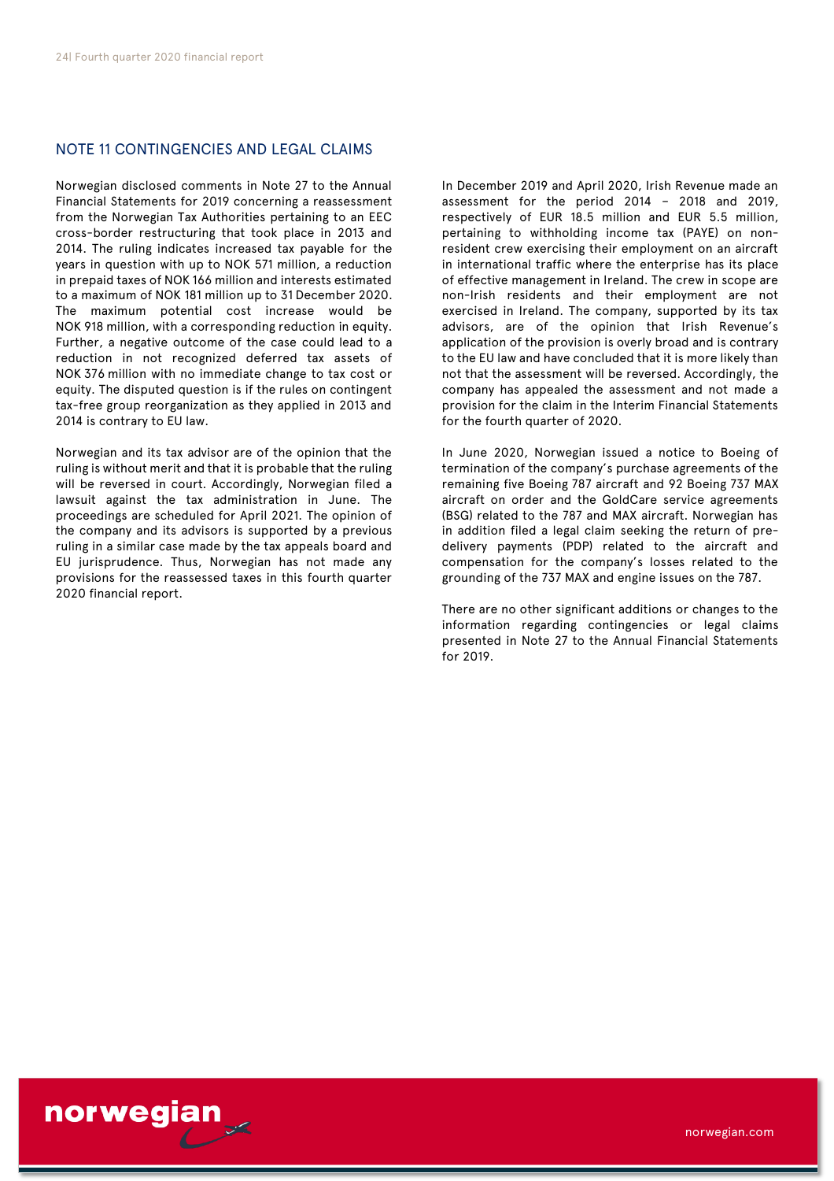## NOTE 11 CONTINGENCIES AND LEGAL CLAIMS

Norwegian disclosed comments in Note 27 to the Annual Financial Statements for 2019 concerning a reassessment from the Norwegian Tax Authorities pertaining to an EEC cross-border restructuring that took place in 2013 and 2014. The ruling indicates increased tax payable for the years in question with up to NOK 571 million, a reduction in prepaid taxes of NOK 166 million and interests estimated to a maximum of NOK 181 million up to 31 December 2020. The maximum potential cost increase would be NOK 918 million, with a corresponding reduction in equity. Further, a negative outcome of the case could lead to a reduction in not recognized deferred tax assets of NOK 376 million with no immediate change to tax cost or equity. The disputed question is if the rules on contingent tax-free group reorganization as they applied in 2013 and 2014 is contrary to EU law.

Norwegian and its tax advisor are of the opinion that the ruling is without merit and that it is probable that the ruling will be reversed in court. Accordingly, Norwegian filed a lawsuit against the tax administration in June. The proceedings are scheduled for April 2021. The opinion of the company and its advisors is supported by a previous ruling in a similar case made by the tax appeals board and EU jurisprudence. Thus, Norwegian has not made any provisions for the reassessed taxes in this fourth quarter 2020 financial report.

In December 2019 and April 2020, Irish Revenue made an assessment for the period 2014 – 2018 and 2019, respectively of EUR 18.5 million and EUR 5.5 million, pertaining to withholding income tax (PAYE) on non-resident crew exercising their employment on an aircraft in international traffic where the enterprise has its place of effective management in Ireland. The crew in scope are non-Irish residents and their employment are not exercised in Ireland. The company, supported by its tax advisors, are of the opinion that Irish Revenue's application of the provision is overly broad and is contrary to the EU law and have concluded that it is more likely than not that the assessment will be reversed. Accordingly, the company has appealed the assessment and not made a provision for the claim in the Interim Financial Statements for the fourth quarter of 2020.

In June 2020, Norwegian issued a notice to Boeing of termination of the company's purchase agreements of the remaining five Boeing 787 aircraft and 92 Boeing 737 MAX aircraft on order and the GoldCare service agreements (BSG) related to the 787 and MAX aircraft. Norwegian has in addition filed a legal claim seeking the return of pre-delivery payments (PDP) related to the aircraft and compensation for the company's losses related to the grounding of the 737 MAX and engine issues on the 787.

There are no other significant additions or changes to the information regarding contingencies or legal claims presented in Note 27 to the Annual Financial Statements for 2019.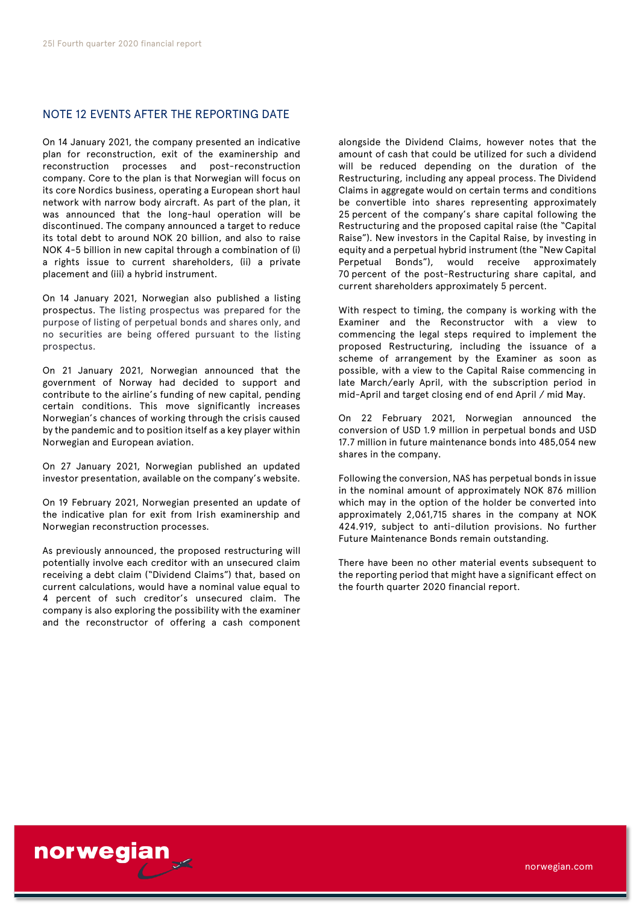## NOTE 12 EVENTS AFTER THE REPORTING DATE

On 14 January 2021, the company presented an indicative plan for reconstruction, exit of the examinership and reconstruction processes and post-reconstruction company. Core to the plan is that Norwegian will focus on its core Nordics business, operating a European short haul network with narrow body aircraft. As part of the plan, it was announced that the long-haul operation will be discontinued. The company announced a target to reduce its total debt to around NOK 20 billion, and also to raise NOK 4-5 billion in new capital through a combination of (i) a rights issue to current shareholders, (ii) a private placement and (iii) a hybrid instrument.

On 14 January 2021, Norwegian also published a listing prospectus. The listing prospectus was prepared for the purpose of listing of perpetual bonds and shares only, and no securities are being offered pursuant to the listing prospectus.

On 21 January 2021, Norwegian announced that the government of Norway had decided to support and contribute to the airline's funding of new capital, pending certain conditions. This move significantly increases Norwegian's chances of working through the crisis caused by the pandemic and to position itself as a key player within Norwegian and European aviation.

On 27 January 2021, Norwegian published an updated investor presentation, available on the company's website.

On 19 February 2021, Norwegian presented an update of the indicative plan for exit from Irish examinership and Norwegian reconstruction processes.

As previously announced, the proposed restructuring will potentially involve each creditor with an unsecured claim receiving a debt claim ("Dividend Claims") that, based on current calculations, would have a nominal value equal to 4 percent of such creditor's unsecured claim. The company is also exploring the possibility with the examiner and the reconstructor of offering a cash component alongside the Dividend Claims, however notes that the amount of cash that could be utilized for such a dividend will be reduced depending on the duration of the Restructuring, including any appeal process. The Dividend Claims in aggregate would on certain terms and conditions be convertible into shares representing approximately 25 percent of the company's share capital following the Restructuring and the proposed capital raise (the "Capital Raise"). New investors in the Capital Raise, by investing in equity and a perpetual hybrid instrument (the "New Capital Perpetual Bonds"), would receive approximately 70 percent of the post-Restructuring share capital, and current shareholders approximately 5 percent.

With respect to timing, the company is working with the Examiner and the Reconstructor with a view to commencing the legal steps required to implement the proposed Restructuring, including the issuance of a scheme of arrangement by the Examiner as soon as possible, with a view to the Capital Raise commencing in late March/early April, with the subscription period in mid-April and target closing end of end April / mid May.

On 22 February 2021, Norwegian announced the conversion of USD 1.9 million in perpetual bonds and USD 17.7 million in future maintenance bonds into 485,054 new shares in the company.

Following the conversion, NAS has perpetual bonds in issue in the nominal amount of approximately NOK 876 million which may in the option of the holder be converted into approximately 2,061,715 shares in the company at NOK 424.919, subject to anti-dilution provisions. No further Future Maintenance Bonds remain outstanding.

There have been no other material events subsequent to the reporting period that might have a significant effect on the fourth quarter 2020 financial report.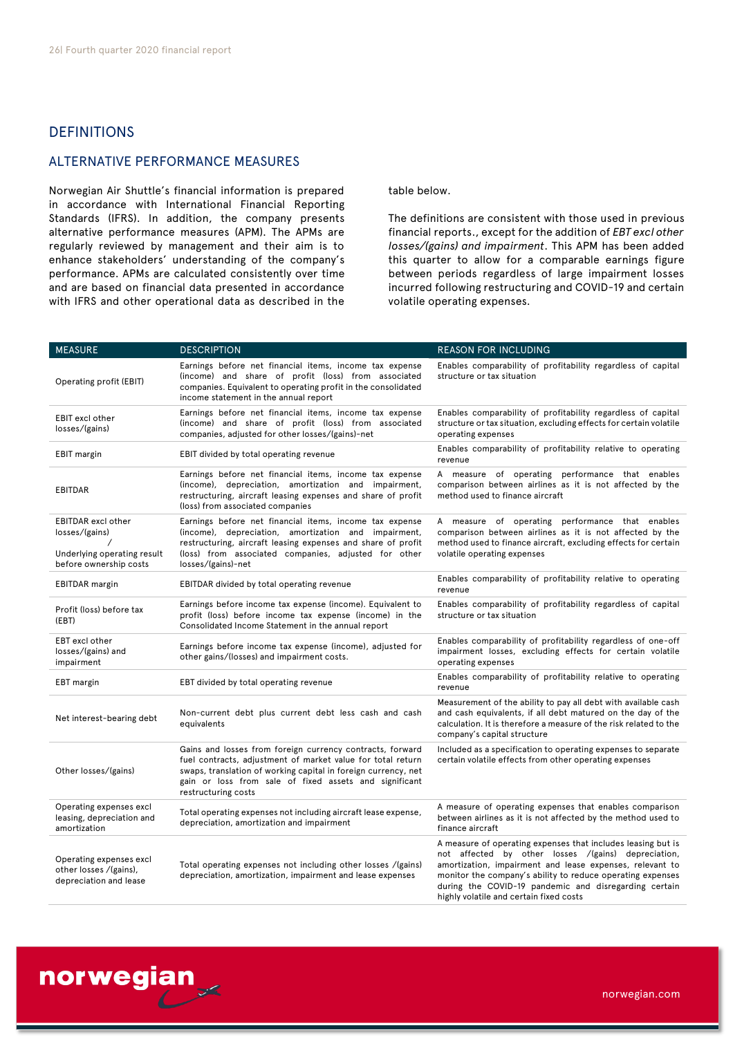## DEFINITIONS

### ALTERNATIVE PERFORMANCE MEASURES

Norwegian Air Shuttle's financial information is prepared in accordance with International Financial Reporting Standards (IFRS). In addition, the company presents alternative performance measures (APM). The APMs are regularly reviewed by management and their aim is to enhance stakeholders' understanding of the company's performance. APMs are calculated consistently over time and are based on financial data presented in accordance with IFRS and other operational data as described in the table below.

The definitions are consistent with those used in previous financial reports., except for the addition of *EBT excl other losses/(gains) and impairment*. This APM has been added this quarter to allow for a comparable earnings figure between periods regardless of large impairment losses incurred following restructuring and COVID-19 and certain volatile operating expenses.

| MEASURE | DESCRIPTION | REASON FOR INCLUDING |
|---|---|---|
| Operating profit (EBIT) | Earnings before net financial items, income tax expense (income) and share of profit (loss) from associated companies. Equivalent to operating profit in the consolidated income statement in the annual report | Enables comparability of profitability regardless of capital structure or tax situation |
| EBIT excl other losses/(gains) | Earnings before net financial items, income tax expense (income) and share of profit (loss) from associated companies, adjusted for other losses/(gains)-net | Enables comparability of profitability regardless of capital structure or tax situation, excluding effects for certain volatile operating expenses |
| EBIT margin | EBIT divided by total operating revenue | Enables comparability of profitability relative to operating revenue |
| EBITDAR | Earnings before net financial items, income tax expense (income), depreciation, amortization and impairment, restructuring, aircraft leasing expenses and share of profit (loss) from associated companies | A measure of operating performance that enables comparison between airlines as it is not affected by the method used to finance aircraft |
| EBITDAR excl other losses/(gains) / Underlying operating result before ownership costs | Earnings before net financial items, income tax expense (income), depreciation, amortization and impairment, restructuring, aircraft leasing expenses and share of profit (loss) from associated companies, adjusted for other losses/(gains)-net | A measure of operating performance that enables comparison between airlines as it is not affected by the method used to finance aircraft, excluding effects for certain volatile operating expenses |
| EBITDAR margin | EBITDAR divided by total operating revenue | Enables comparability of profitability relative to operating revenue |
| Profit (loss) before tax (EBT) | Earnings before income tax expense (income). Equivalent to profit (loss) before income tax expense (income) in the Consolidated Income Statement in the annual report | Enables comparability of profitability regardless of capital structure or tax situation |
| EBT excl other losses/(gains) and impairment | Earnings before income tax expense (income), adjusted for other gains/(losses) and impairment costs. | Enables comparability of profitability regardless of one-off impairment losses, excluding effects for certain volatile operating expenses |
| EBT margin | EBT divided by total operating revenue | Enables comparability of profitability relative to operating revenue |
| Net interest-bearing debt | Non-current debt plus current debt less cash and cash equivalents | Measurement of the ability to pay all debt with available cash and cash equivalents, if all debt matured on the day of the calculation. It is therefore a measure of the risk related to the company's capital structure |
| Other losses/(gains) | Gains and losses from foreign currency contracts, forward fuel contracts, adjustment of market value for total return swaps, translation of working capital in foreign currency, net gain or loss from sale of fixed assets and significant restructuring costs | Included as a specification to operating expenses to separate certain volatile effects from other operating expenses |
| Operating expenses excl leasing, depreciation and amortization | Total operating expenses not including aircraft lease expense, depreciation, amortization and impairment | A measure of operating expenses that enables comparison between airlines as it is not affected by the method used to finance aircraft |
| Operating expenses excl other losses /(gains), depreciation and lease | Total operating expenses not including other losses /(gains) depreciation, amortization, impairment and lease expenses | A measure of operating expenses that includes leasing but is not affected by other losses /(gains) depreciation, amortization, impairment and lease expenses, relevant to monitor the company's ability to reduce operating expenses during the COVID-19 pandemic and disregarding certain highly volatile and certain fixed costs |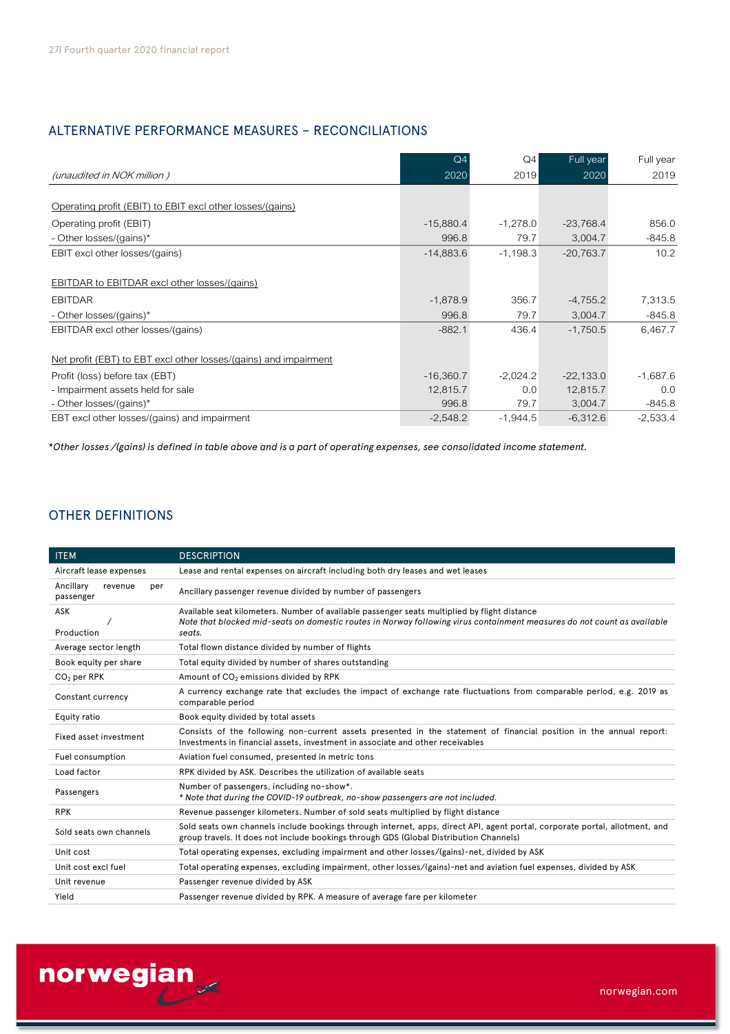## ALTERNATIVE PERFORMANCE MEASURES – RECONCILIATIONS

| *(unaudited in NOK million )* | Q4 2020 | Q4 2019 | Full year 2020 | Full year 2019 |
|---|---|---|---|---|
| Operating profit (EBIT) to EBIT excl other losses/(gains) | | | | |
| Operating profit (EBIT) | -15,880.4 | -1,278.0 | -23,768.4 | 856.0 |
| - Other losses/(gains)* | 996.8 | 79.7 | 3,004.7 | -845.8 |
| EBIT excl other losses/(gains) | -14,883.6 | -1,198.3 | -20,763.7 | 10.2 |
| EBITDAR to EBITDAR excl other losses/(gains) | | | | |
| EBITDAR | -1,878.9 | 356.7 | -4,755.2 | 7,313.5 |
| - Other losses/(gains)* | 996.8 | 79.7 | 3,004.7 | -845.8 |
| EBITDAR excl other losses/(gains) | -882.1 | 436.4 | -1,750.5 | 6,467.7 |
| Net profit (EBT) to EBT excl other losses/(gains) and impairment | | | | |
| Profit (loss) before tax (EBT) | -16,360.7 | -2,024.2 | -22,133.0 | -1,687.6 |
| - Impairment assets held for sale | 12,815.7 | 0.0 | 12,815.7 | 0.0 |
| - Other losses/(gains)* | 996.8 | 79.7 | 3,004.7 | -845.8 |
| EBT excl other losses/(gains) and impairment | -2,548.2 | -1,944.5 | -6,312.6 | -2,533.4 |

*\*Other losses /(gains) is defined in table above and is a part of operating expenses, see consolidated income statement.*

## OTHER DEFINITIONS

| ITEM | DESCRIPTION |
|---|---|
| Aircraft lease expenses | Lease and rental expenses on aircraft including both dry leases and wet leases |
| Ancillary revenue per passenger | Ancillary passenger revenue divided by number of passengers |
| ASK / Production | Available seat kilometers. Number of available passenger seats multiplied by flight distance *Note that blocked mid-seats on domestic routes in Norway following virus containment measures do not count as available seats.* |
| Average sector length | Total flown distance divided by number of flights |
| Book equity per share | Total equity divided by number of shares outstanding |
| $CO_2$ per RPK | Amount of $CO_2$ emissions divided by RPK |
| Constant currency | A currency exchange rate that excludes the impact of exchange rate fluctuations from comparable period, e.g. 2019 as comparable period |
| Equity ratio | Book equity divided by total assets |
| Fixed asset investment | Consists of the following non-current assets presented in the statement of financial position in the annual report: Investments in financial assets, investment in associate and other receivables |
| Fuel consumption | Aviation fuel consumed, presented in metric tons |
| Load factor | RPK divided by ASK. Describes the utilization of available seats |
| Passengers | Number of passengers, including no-show*. *\* Note that during the COVID-19 outbreak, no-show passengers are not included.* |
| RPK | Revenue passenger kilometers. Number of sold seats multiplied by flight distance |
| Sold seats own channels | Sold seats own channels include bookings through internet, apps, direct API, agent portal, corporate portal, allotment, and group travels. It does not include bookings through GDS (Global Distribution Channels) |
| Unit cost | Total operating expenses, excluding impairment and other losses/(gains)-net, divided by ASK |
| Unit cost excl fuel | Total operating expenses, excluding impairment, other losses/(gains)-net and aviation fuel expenses, divided by ASK |
| Unit revenue | Passenger revenue divided by ASK |
| Yield | Passenger revenue divided by RPK. A measure of average fare per kilometer |

norwegian.com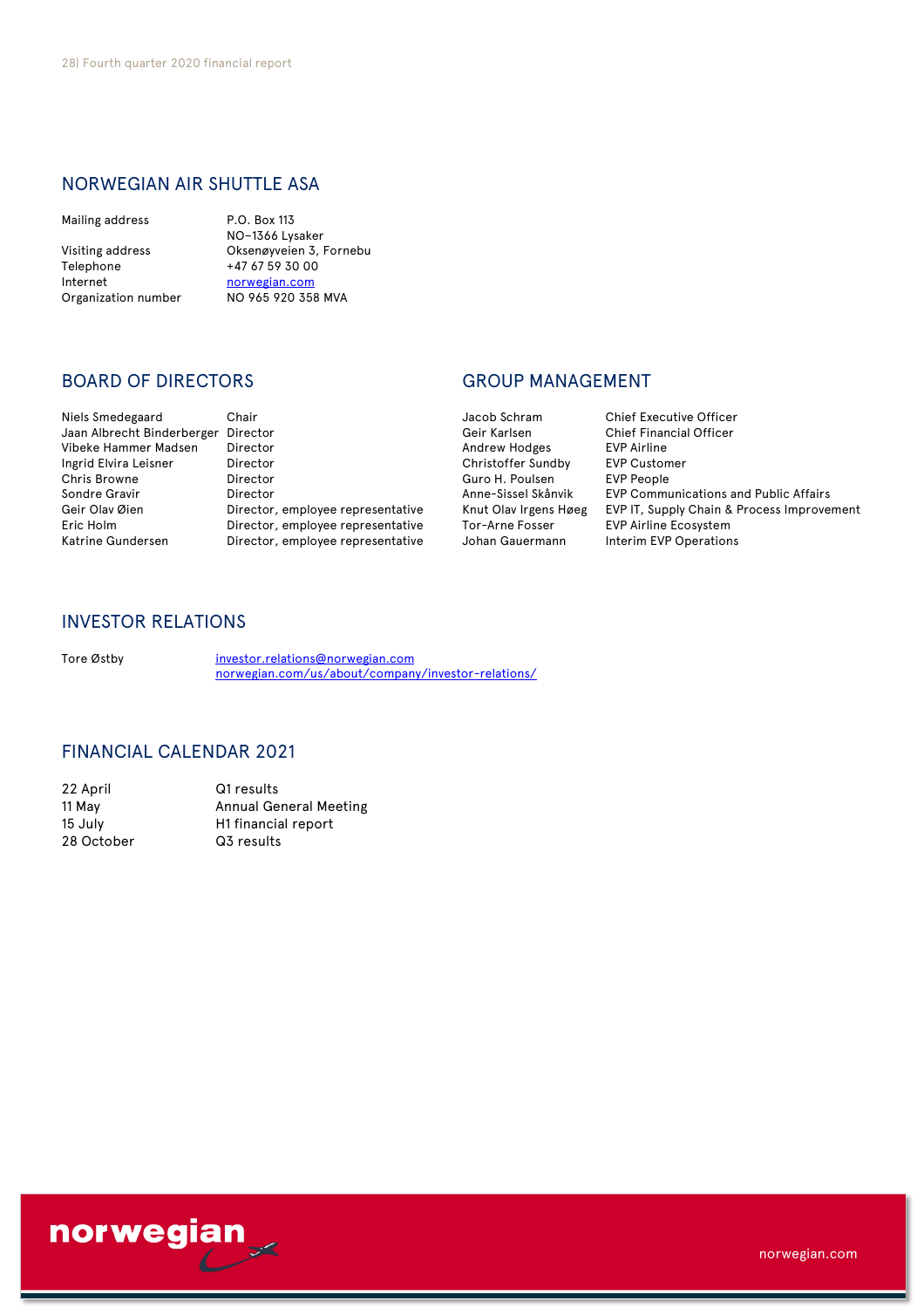## NORWEGIAN AIR SHUTTLE ASA

| | |
|---|---|
| Mailing address | P.O. Box 113<br>NO–1366 Lysaker |
| Visiting address | Oksenøyveien 3, Fornebu |
| Telephone | +47 67 59 30 00 |
| Internet | norwegian.com |
| Organization number | NO 965 920 358 MVA |

## BOARD OF DIRECTORS

| | |
|---|---|
| Niels Smedegaard | Chair |
| Jaan Albrecht Binderberger | Director |
| Vibeke Hammer Madsen | Director |
| Ingrid Elvira Leisner | Director |
| Chris Browne | Director |
| Sondre Gravir | Director |
| Geir Olav Øien | Director, employee representative |
| Eric Holm | Director, employee representative |
| Katrine Gundersen | Director, employee representative |

## GROUP MANAGEMENT

| | |
|---|---|
| Jacob Schram | Chief Executive Officer |
| Geir Karlsen | Chief Financial Officer |
| Andrew Hodges | EVP Airline |
| Christoffer Sundby | EVP Customer |
| Guro H. Poulsen | EVP People |
| Anne-Sissel Skånvik | EVP Communications and Public Affairs |
| Knut Olav Irgens Høeg | EVP IT, Supply Chain & Process Improvement |
| Tor-Arne Fosser | EVP Airline Ecosystem |
| Johan Gauermann | Interim EVP Operations |

## INVESTOR RELATIONS

Tore Østby
investor.relations@norwegian.com
norwegian.com/us/about/company/investor-relations/

## FINANCIAL CALENDAR 2021

| | |
|---|---|
| 22 April | Q1 results |
| 11 May | Annual General Meeting |
| 15 July | H1 financial report |
| 28 October | Q3 results |

norwegian

norwegian.com